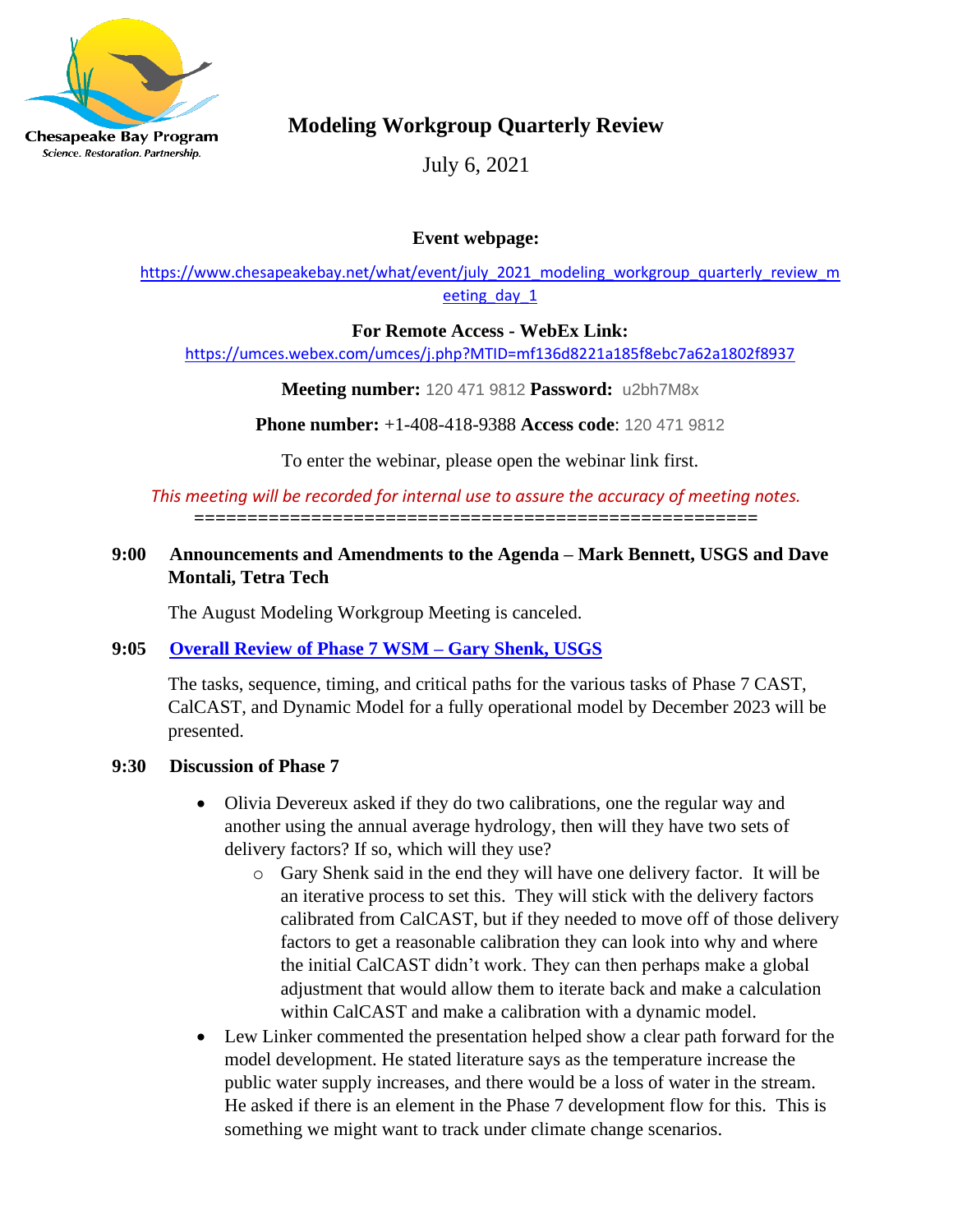# Modeling Workgroup Quarterly Review

July 6, 2021

**Event webpage:**

https://www.chesapeakebay.net/what/event/july_2021_modeling_workgroup_quarterly_review_meeting_day_1

**For Remote Access - WebEx Link:**

https://umces.webex.com/umces/j.php?MTID=mf136d8221a185f8ebc7a62a1802f8937

**Meeting number:** 120 471 9812 **Password:** u2bh7M8x

**Phone number:** +1-408-418-9388 **Access code**: 120 471 9812

To enter the webinar, please open the webinar link first.

*This meeting will be recorded for internal use to assure the accuracy of meeting notes.*

======================================================

**9:00 Announcements and Amendments to the Agenda – Mark Bennett, USGS and Dave Montali, Tetra Tech**

The August Modeling Workgroup Meeting is canceled.

**9:05 Overall Review of Phase 7 WSM – Gary Shenk, USGS**

The tasks, sequence, timing, and critical paths for the various tasks of Phase 7 CAST, CalCAST, and Dynamic Model for a fully operational model by December 2023 will be presented.

**9:30 Discussion of Phase 7**

- Olivia Devereux asked if they do two calibrations, one the regular way and another using the annual average hydrology, then will they have two sets of delivery factors? If so, which will they use?
  - Gary Shenk said in the end they will have one delivery factor. It will be an iterative process to set this. They will stick with the delivery factors calibrated from CalCAST, but if they needed to move off of those delivery factors to get a reasonable calibration they can look into why and where the initial CalCAST didn't work. They can then perhaps make a global adjustment that would allow them to iterate back and make a calculation within CalCAST and make a calibration with a dynamic model.
- Lew Linker commented the presentation helped show a clear path forward for the model development. He stated literature says as the temperature increase the public water supply increases, and there would be a loss of water in the stream. He asked if there is an element in the Phase 7 development flow for this. This is something we might want to track under climate change scenarios.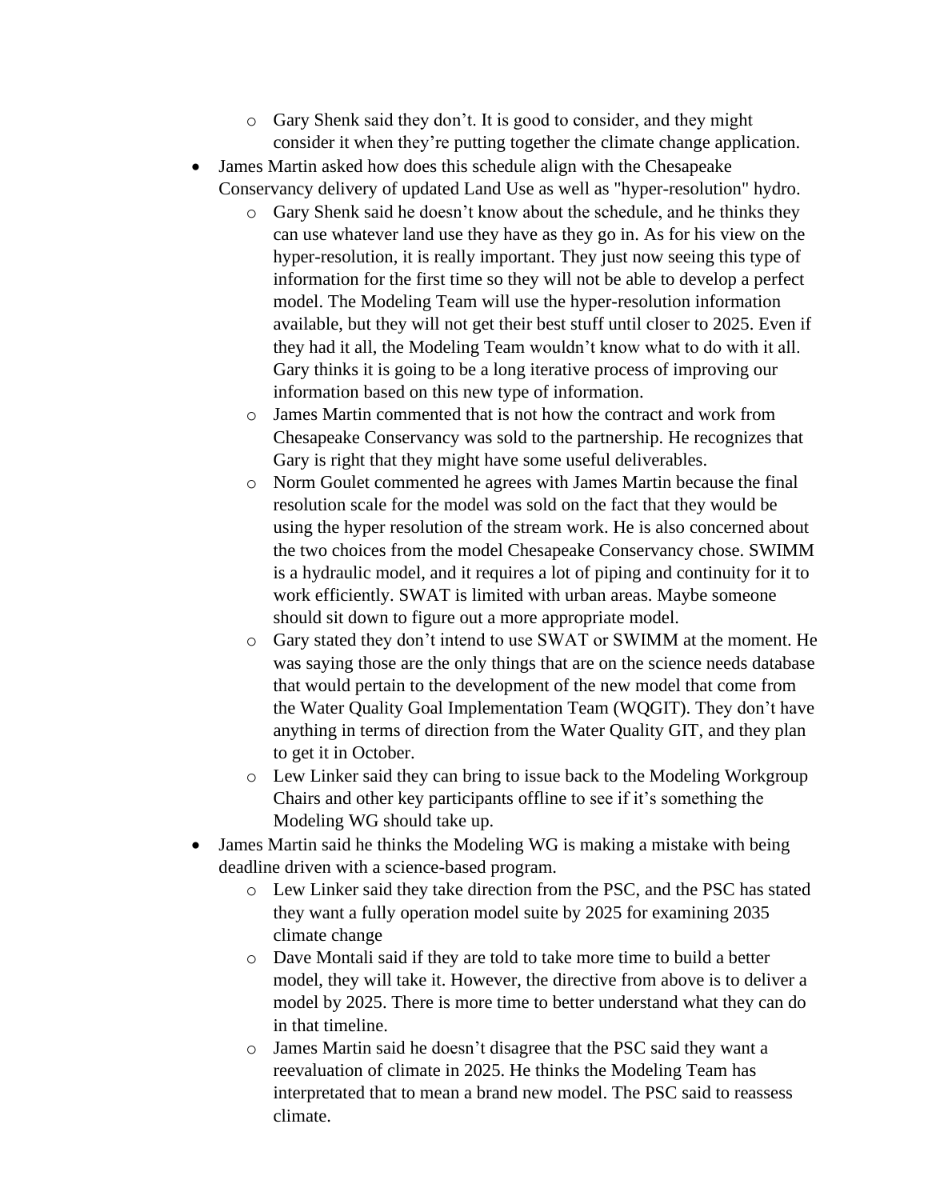- Gary Shenk said they don't. It is good to consider, and they might consider it when they're putting together the climate change application.
- James Martin asked how does this schedule align with the Chesapeake Conservancy delivery of updated Land Use as well as "hyper-resolution" hydro.
  - Gary Shenk said he doesn't know about the schedule, and he thinks they can use whatever land use they have as they go in. As for his view on the hyper-resolution, it is really important. They just now seeing this type of information for the first time so they will not be able to develop a perfect model. The Modeling Team will use the hyper-resolution information available, but they will not get their best stuff until closer to 2025. Even if they had it all, the Modeling Team wouldn't know what to do with it all. Gary thinks it is going to be a long iterative process of improving our information based on this new type of information.
  - James Martin commented that is not how the contract and work from Chesapeake Conservancy was sold to the partnership. He recognizes that Gary is right that they might have some useful deliverables.
  - Norm Goulet commented he agrees with James Martin because the final resolution scale for the model was sold on the fact that they would be using the hyper resolution of the stream work. He is also concerned about the two choices from the model Chesapeake Conservancy chose. SWIMM is a hydraulic model, and it requires a lot of piping and continuity for it to work efficiently. SWAT is limited with urban areas. Maybe someone should sit down to figure out a more appropriate model.
  - Gary stated they don't intend to use SWAT or SWIMM at the moment. He was saying those are the only things that are on the science needs database that would pertain to the development of the new model that come from the Water Quality Goal Implementation Team (WQGIT). They don't have anything in terms of direction from the Water Quality GIT, and they plan to get it in October.
  - Lew Linker said they can bring to issue back to the Modeling Workgroup Chairs and other key participants offline to see if it's something the Modeling WG should take up.
- James Martin said he thinks the Modeling WG is making a mistake with being deadline driven with a science-based program.
  - Lew Linker said they take direction from the PSC, and the PSC has stated they want a fully operation model suite by 2025 for examining 2035 climate change
  - Dave Montali said if they are told to take more time to build a better model, they will take it. However, the directive from above is to deliver a model by 2025. There is more time to better understand what they can do in that timeline.
  - James Martin said he doesn't disagree that the PSC said they want a reevaluation of climate in 2025. He thinks the Modeling Team has interpretated that to mean a brand new model. The PSC said to reassess climate.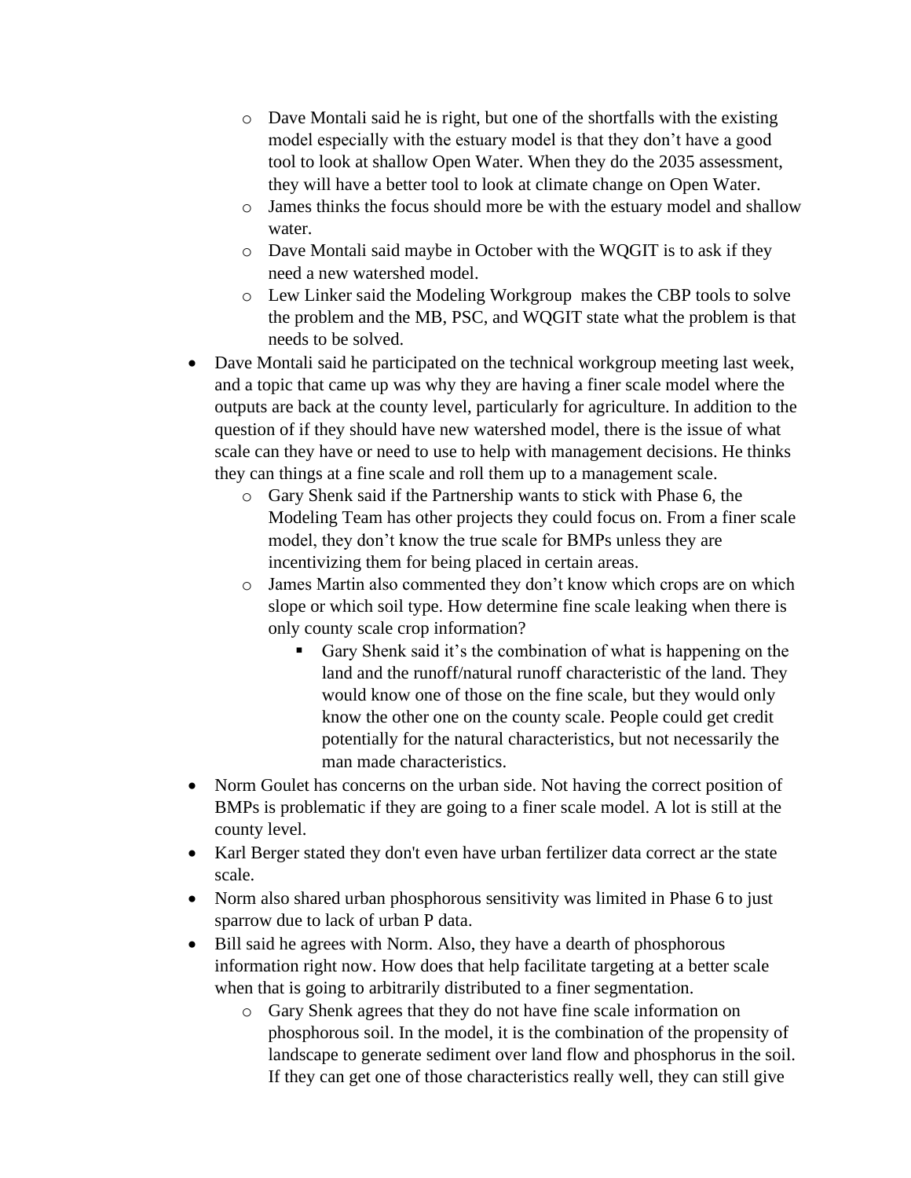- Dave Montali said he is right, but one of the shortfalls with the existing model especially with the estuary model is that they don't have a good tool to look at shallow Open Water. When they do the 2035 assessment, they will have a better tool to look at climate change on Open Water.
- James thinks the focus should more be with the estuary model and shallow water.
- Dave Montali said maybe in October with the WQGIT is to ask if they need a new watershed model.
- Lew Linker said the Modeling Workgroup  makes the CBP tools to solve the problem and the MB, PSC, and WQGIT state what the problem is that needs to be solved.

- Dave Montali said he participated on the technical workgroup meeting last week, and a topic that came up was why they are having a finer scale model where the outputs are back at the county level, particularly for agriculture. In addition to the question of if they should have new watershed model, there is the issue of what scale can they have or need to use to help with management decisions. He thinks they can things at a fine scale and roll them up to a management scale.
  - Gary Shenk said if the Partnership wants to stick with Phase 6, the Modeling Team has other projects they could focus on. From a finer scale model, they don't know the true scale for BMPs unless they are incentivizing them for being placed in certain areas.
  - James Martin also commented they don't know which crops are on which slope or which soil type. How determine fine scale leaking when there is only county scale crop information?
    - Gary Shenk said it's the combination of what is happening on the land and the runoff/natural runoff characteristic of the land. They would know one of those on the fine scale, but they would only know the other one on the county scale. People could get credit potentially for the natural characteristics, but not necessarily the man made characteristics.
- Norm Goulet has concerns on the urban side. Not having the correct position of BMPs is problematic if they are going to a finer scale model. A lot is still at the county level.
- Karl Berger stated they don't even have urban fertilizer data correct ar the state scale.
- Norm also shared urban phosphorous sensitivity was limited in Phase 6 to just sparrow due to lack of urban P data.
- Bill said he agrees with Norm. Also, they have a dearth of phosphorous information right now. How does that help facilitate targeting at a better scale when that is going to arbitrarily distributed to a finer segmentation.
  - Gary Shenk agrees that they do not have fine scale information on phosphorous soil. In the model, it is the combination of the propensity of landscape to generate sediment over land flow and phosphorus in the soil. If they can get one of those characteristics really well, they can still give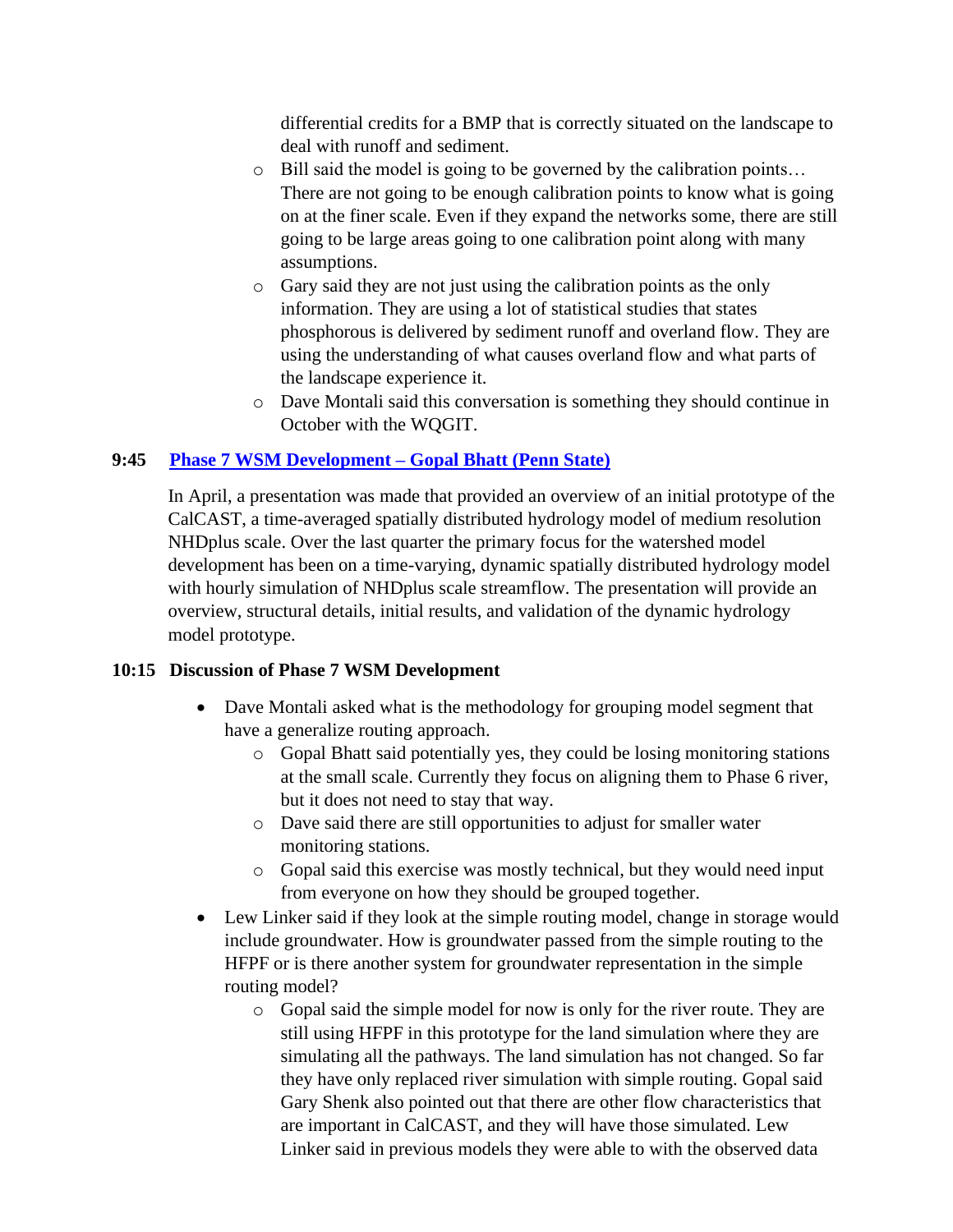differential credits for a BMP that is correctly situated on the landscape to deal with runoff and sediment.

- Bill said the model is going to be governed by the calibration points… There are not going to be enough calibration points to know what is going on at the finer scale. Even if they expand the networks some, there are still going to be large areas going to one calibration point along with many assumptions.
- Gary said they are not just using the calibration points as the only information. They are using a lot of statistical studies that states phosphorous is delivered by sediment runoff and overland flow. They are using the understanding of what causes overland flow and what parts of the landscape experience it.
- Dave Montali said this conversation is something they should continue in October with the WQGIT.

**9:45 Phase 7 WSM Development – Gopal Bhatt (Penn State)**

In April, a presentation was made that provided an overview of an initial prototype of the CalCAST, a time-averaged spatially distributed hydrology model of medium resolution NHDplus scale. Over the last quarter the primary focus for the watershed model development has been on a time-varying, dynamic spatially distributed hydrology model with hourly simulation of NHDplus scale streamflow. The presentation will provide an overview, structural details, initial results, and validation of the dynamic hydrology model prototype.

**10:15 Discussion of Phase 7 WSM Development**

- Dave Montali asked what is the methodology for grouping model segment that have a generalize routing approach.
  - Gopal Bhatt said potentially yes, they could be losing monitoring stations at the small scale. Currently they focus on aligning them to Phase 6 river, but it does not need to stay that way.
  - Dave said there are still opportunities to adjust for smaller water monitoring stations.
  - Gopal said this exercise was mostly technical, but they would need input from everyone on how they should be grouped together.
- Lew Linker said if they look at the simple routing model, change in storage would include groundwater. How is groundwater passed from the simple routing to the HFPF or is there another system for groundwater representation in the simple routing model?
  - Gopal said the simple model for now is only for the river route. They are still using HFPF in this prototype for the land simulation where they are simulating all the pathways. The land simulation has not changed. So far they have only replaced river simulation with simple routing. Gopal said Gary Shenk also pointed out that there are other flow characteristics that are important in CalCAST, and they will have those simulated. Lew Linker said in previous models they were able to with the observed data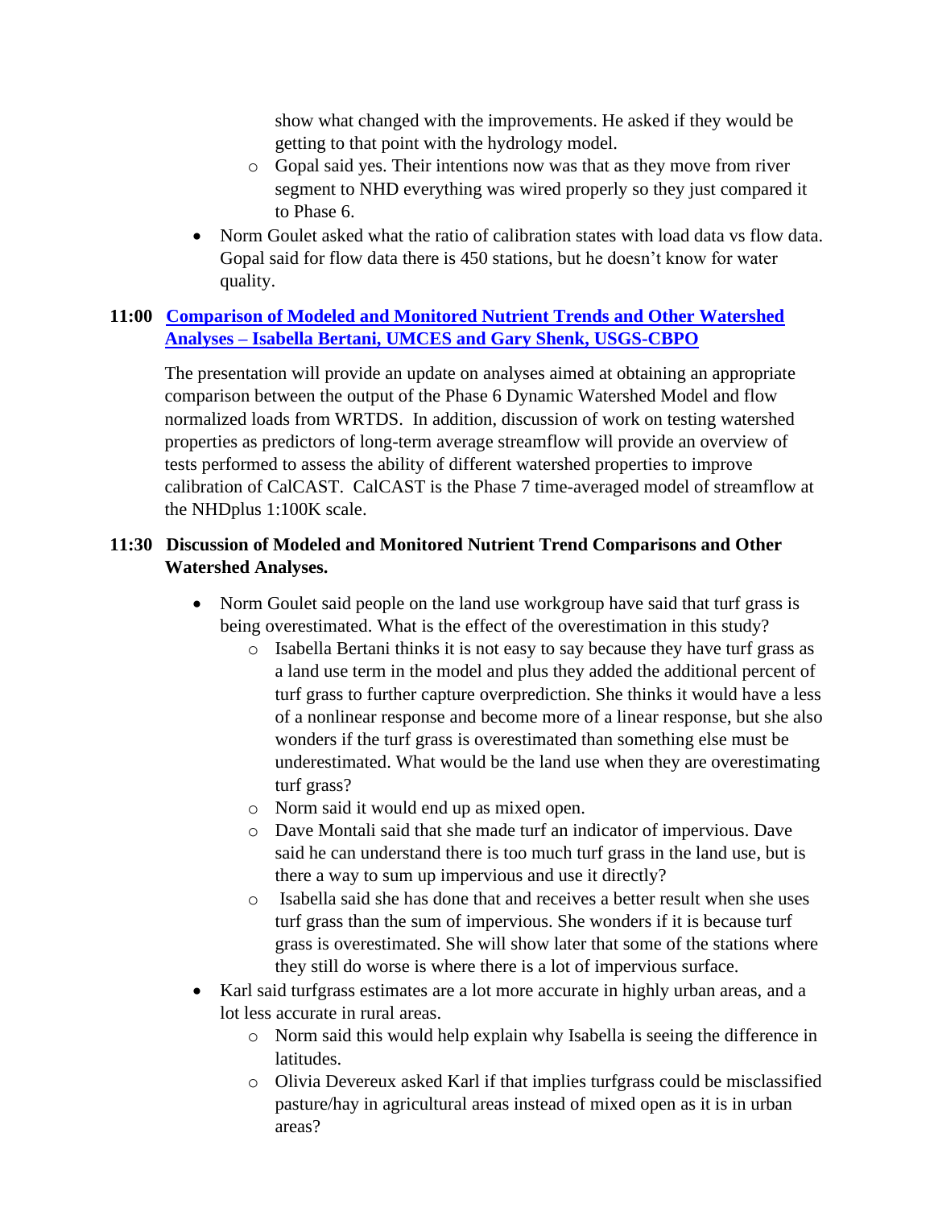show what changed with the improvements. He asked if they would be getting to that point with the hydrology model.
    - Gopal said yes. Their intentions now was that as they move from river segment to NHD everything was wired properly so they just compared it to Phase 6.
- Norm Goulet asked what the ratio of calibration states with load data vs flow data. Gopal said for flow data there is 450 stations, but he doesn't know for water quality.

**11:00 Comparison of Modeled and Monitored Nutrient Trends and Other Watershed Analyses – Isabella Bertani, UMCES and Gary Shenk, USGS-CBPO**

The presentation will provide an update on analyses aimed at obtaining an appropriate comparison between the output of the Phase 6 Dynamic Watershed Model and flow normalized loads from WRTDS. In addition, discussion of work on testing watershed properties as predictors of long-term average streamflow will provide an overview of tests performed to assess the ability of different watershed properties to improve calibration of CalCAST. CalCAST is the Phase 7 time-averaged model of streamflow at the NHDplus 1:100K scale.

**11:30 Discussion of Modeled and Monitored Nutrient Trend Comparisons and Other Watershed Analyses.**

- Norm Goulet said people on the land use workgroup have said that turf grass is being overestimated. What is the effect of the overestimation in this study?
    - Isabella Bertani thinks it is not easy to say because they have turf grass as a land use term in the model and plus they added the additional percent of turf grass to further capture overprediction. She thinks it would have a less of a nonlinear response and become more of a linear response, but she also wonders if the turf grass is overestimated than something else must be underestimated. What would be the land use when they are overestimating turf grass?
    - Norm said it would end up as mixed open.
    - Dave Montali said that she made turf an indicator of impervious. Dave said he can understand there is too much turf grass in the land use, but is there a way to sum up impervious and use it directly?
    - Isabella said she has done that and receives a better result when she uses turf grass than the sum of impervious. She wonders if it is because turf grass is overestimated. She will show later that some of the stations where they still do worse is where there is a lot of impervious surface.
- Karl said turfgrass estimates are a lot more accurate in highly urban areas, and a lot less accurate in rural areas.
    - Norm said this would help explain why Isabella is seeing the difference in latitudes.
    - Olivia Devereux asked Karl if that implies turfgrass could be misclassified pasture/hay in agricultural areas instead of mixed open as it is in urban areas?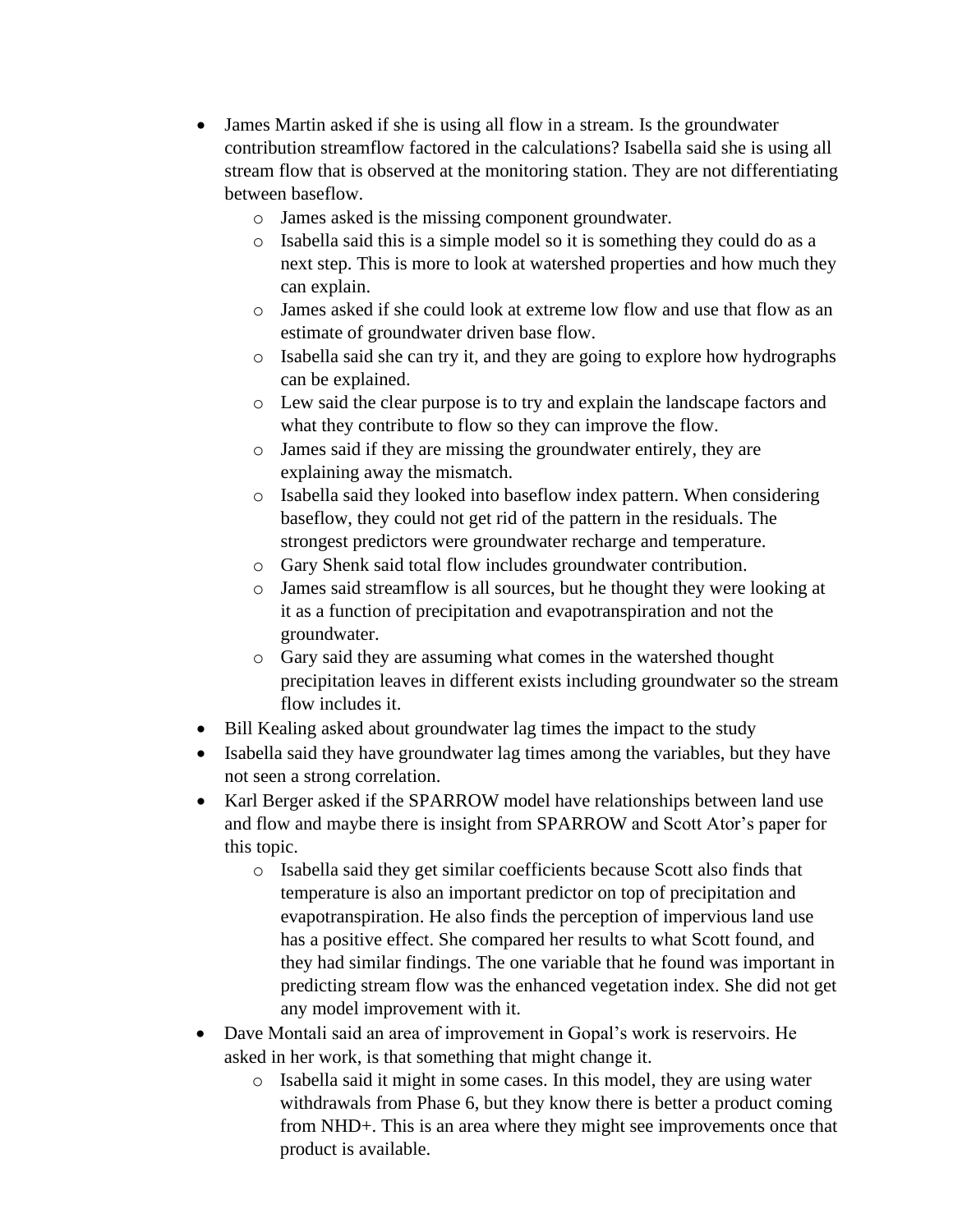- James Martin asked if she is using all flow in a stream. Is the groundwater contribution streamflow factored in the calculations? Isabella said she is using all stream flow that is observed at the monitoring station. They are not differentiating between baseflow.
    - James asked is the missing component groundwater.
    - Isabella said this is a simple model so it is something they could do as a next step. This is more to look at watershed properties and how much they can explain.
    - James asked if she could look at extreme low flow and use that flow as an estimate of groundwater driven base flow.
    - Isabella said she can try it, and they are going to explore how hydrographs can be explained.
    - Lew said the clear purpose is to try and explain the landscape factors and what they contribute to flow so they can improve the flow.
    - James said if they are missing the groundwater entirely, they are explaining away the mismatch.
    - Isabella said they looked into baseflow index pattern. When considering baseflow, they could not get rid of the pattern in the residuals. The strongest predictors were groundwater recharge and temperature.
    - Gary Shenk said total flow includes groundwater contribution.
    - James said streamflow is all sources, but he thought they were looking at it as a function of precipitation and evapotranspiration and not the groundwater.
    - Gary said they are assuming what comes in the watershed thought precipitation leaves in different exists including groundwater so the stream flow includes it.
- Bill Kealing asked about groundwater lag times the impact to the study
- Isabella said they have groundwater lag times among the variables, but they have not seen a strong correlation.
- Karl Berger asked if the SPARROW model have relationships between land use and flow and maybe there is insight from SPARROW and Scott Ator's paper for this topic.
    - Isabella said they get similar coefficients because Scott also finds that temperature is also an important predictor on top of precipitation and evapotranspiration. He also finds the perception of impervious land use has a positive effect. She compared her results to what Scott found, and they had similar findings. The one variable that he found was important in predicting stream flow was the enhanced vegetation index. She did not get any model improvement with it.
- Dave Montali said an area of improvement in Gopal's work is reservoirs. He asked in her work, is that something that might change it.
    - Isabella said it might in some cases. In this model, they are using water withdrawals from Phase 6, but they know there is better a product coming from NHD+. This is an area where they might see improvements once that product is available.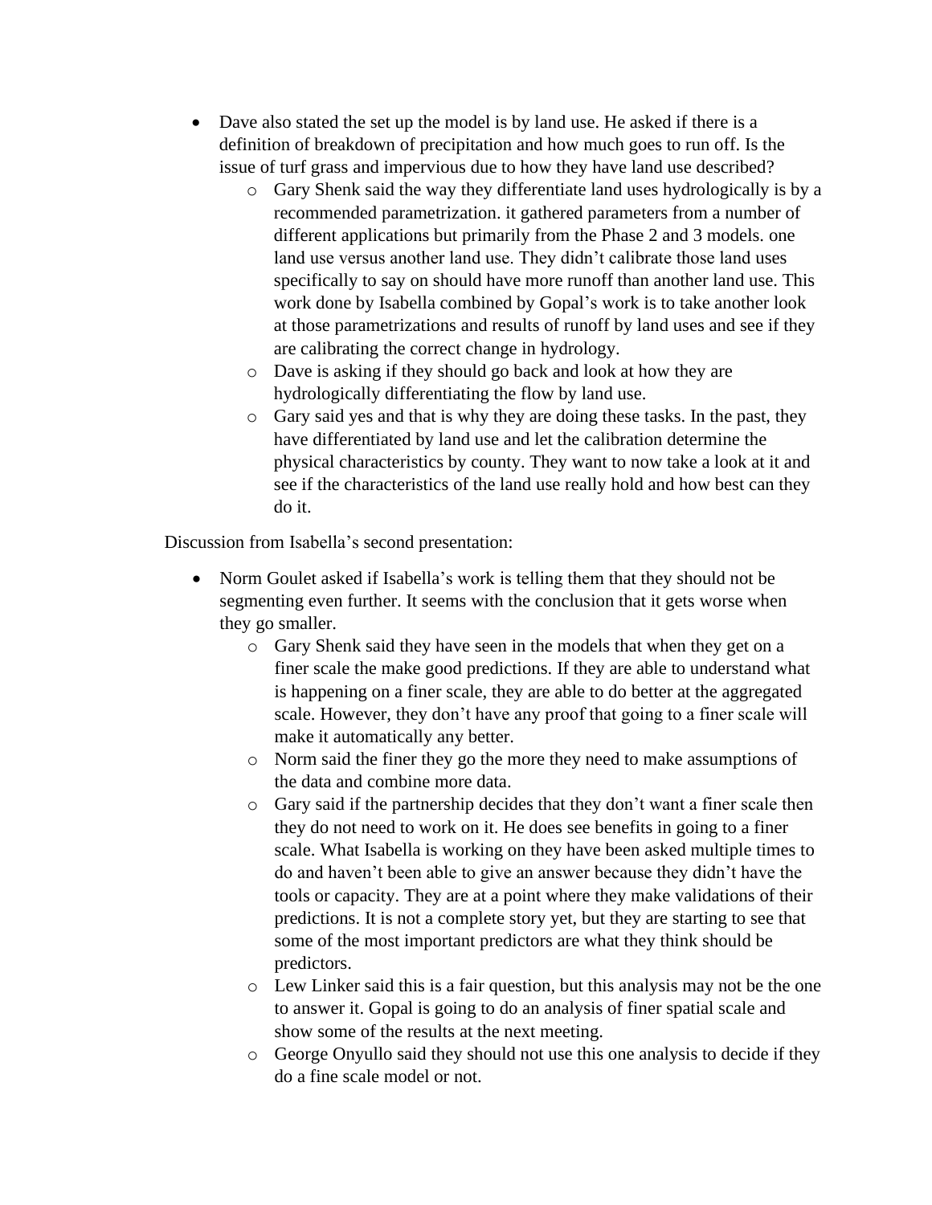- Dave also stated the set up the model is by land use. He asked if there is a definition of breakdown of precipitation and how much goes to run off. Is the issue of turf grass and impervious due to how they have land use described?
  - Gary Shenk said the way they differentiate land uses hydrologically is by a recommended parametrization. it gathered parameters from a number of different applications but primarily from the Phase 2 and 3 models. one land use versus another land use. They didn't calibrate those land uses specifically to say on should have more runoff than another land use. This work done by Isabella combined by Gopal's work is to take another look at those parametrizations and results of runoff by land uses and see if they are calibrating the correct change in hydrology.
  - Dave is asking if they should go back and look at how they are hydrologically differentiating the flow by land use.
  - Gary said yes and that is why they are doing these tasks. In the past, they have differentiated by land use and let the calibration determine the physical characteristics by county. They want to now take a look at it and see if the characteristics of the land use really hold and how best can they do it.

Discussion from Isabella's second presentation:

- Norm Goulet asked if Isabella's work is telling them that they should not be segmenting even further. It seems with the conclusion that it gets worse when they go smaller.
  - Gary Shenk said they have seen in the models that when they get on a finer scale the make good predictions. If they are able to understand what is happening on a finer scale, they are able to do better at the aggregated scale. However, they don't have any proof that going to a finer scale will make it automatically any better.
  - Norm said the finer they go the more they need to make assumptions of the data and combine more data.
  - Gary said if the partnership decides that they don't want a finer scale then they do not need to work on it. He does see benefits in going to a finer scale. What Isabella is working on they have been asked multiple times to do and haven't been able to give an answer because they didn't have the tools or capacity. They are at a point where they make validations of their predictions. It is not a complete story yet, but they are starting to see that some of the most important predictors are what they think should be predictors.
  - Lew Linker said this is a fair question, but this analysis may not be the one to answer it. Gopal is going to do an analysis of finer spatial scale and show some of the results at the next meeting.
  - George Onyullo said they should not use this one analysis to decide if they do a fine scale model or not.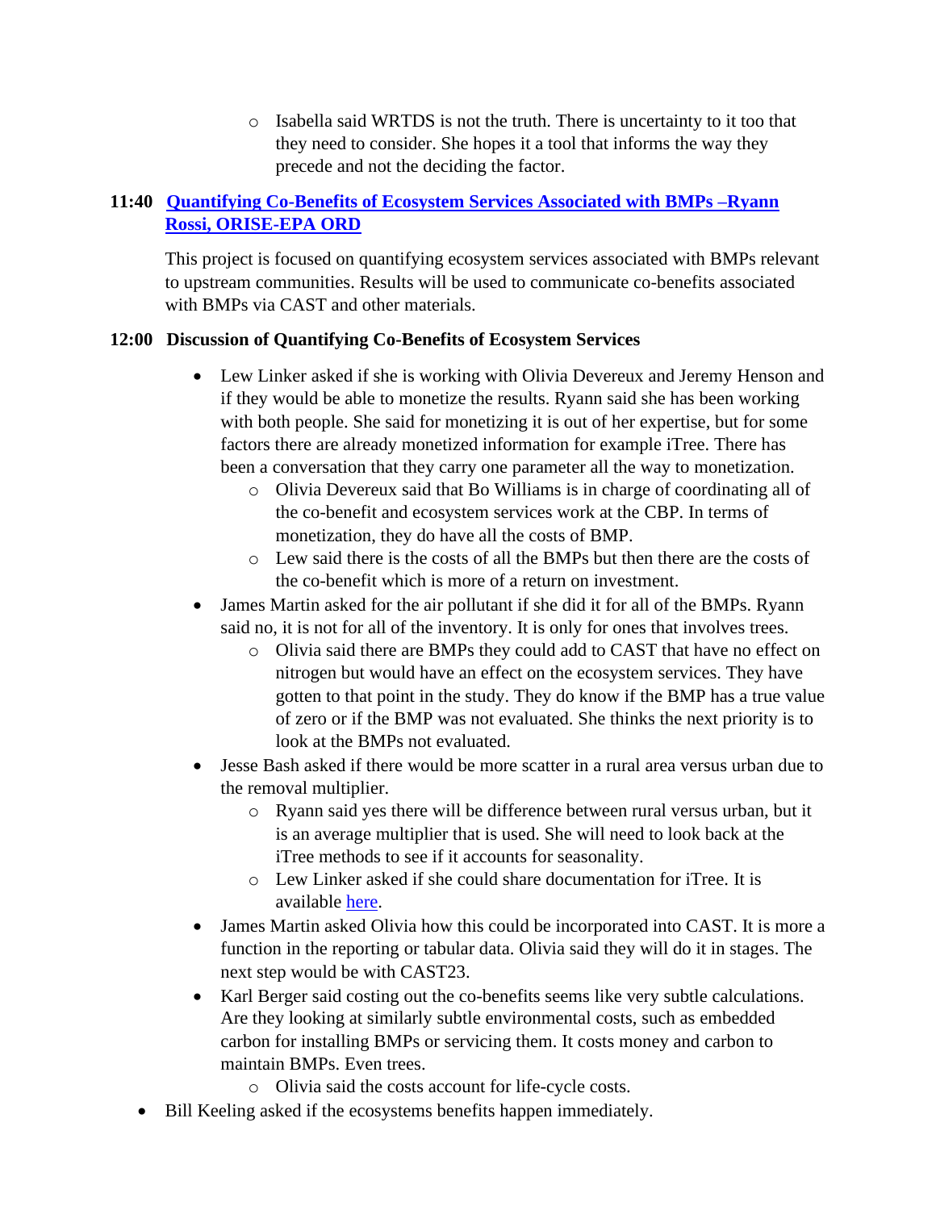- Isabella said WRTDS is not the truth. There is uncertainty to it too that they need to consider. She hopes it a tool that informs the way they precede and not the deciding the factor.

**11:40 [Quantifying Co-Benefits of Ecosystem Services Associated with BMPs –Ryann Rossi, ORISE-EPA ORD]()**

This project is focused on quantifying ecosystem services associated with BMPs relevant to upstream communities. Results will be used to communicate co-benefits associated with BMPs via CAST and other materials.

**12:00 Discussion of Quantifying Co-Benefits of Ecosystem Services**

- Lew Linker asked if she is working with Olivia Devereux and Jeremy Henson and if they would be able to monetize the results. Ryann said she has been working with both people. She said for monetizing it is out of her expertise, but for some factors there are already monetized information for example iTree. There has been a conversation that they carry one parameter all the way to monetization.
  - Olivia Devereux said that Bo Williams is in charge of coordinating all of the co-benefit and ecosystem services work at the CBP. In terms of monetization, they do have all the costs of BMP.
  - Lew said there is the costs of all the BMPs but then there are the costs of the co-benefit which is more of a return on investment.
- James Martin asked for the air pollutant if she did it for all of the BMPs. Ryann said no, it is not for all of the inventory. It is only for ones that involves trees.
  - Olivia said there are BMPs they could add to CAST that have no effect on nitrogen but would have an effect on the ecosystem services. They have gotten to that point in the study. They do know if the BMP has a true value of zero or if the BMP was not evaluated. She thinks the next priority is to look at the BMPs not evaluated.
- Jesse Bash asked if there would be more scatter in a rural area versus urban due to the removal multiplier.
  - Ryann said yes there will be difference between rural versus urban, but it is an average multiplier that is used. She will need to look back at the iTree methods to see if it accounts for seasonality.
  - Lew Linker asked if she could share documentation for iTree. It is available [here]().
- James Martin asked Olivia how this could be incorporated into CAST. It is more a function in the reporting or tabular data. Olivia said they will do it in stages. The next step would be with CAST23.
- Karl Berger said costing out the co-benefits seems like very subtle calculations. Are they looking at similarly subtle environmental costs, such as embedded carbon for installing BMPs or servicing them. It costs money and carbon to maintain BMPs. Even trees.
  - Olivia said the costs account for life-cycle costs.
- Bill Keeling asked if the ecosystems benefits happen immediately.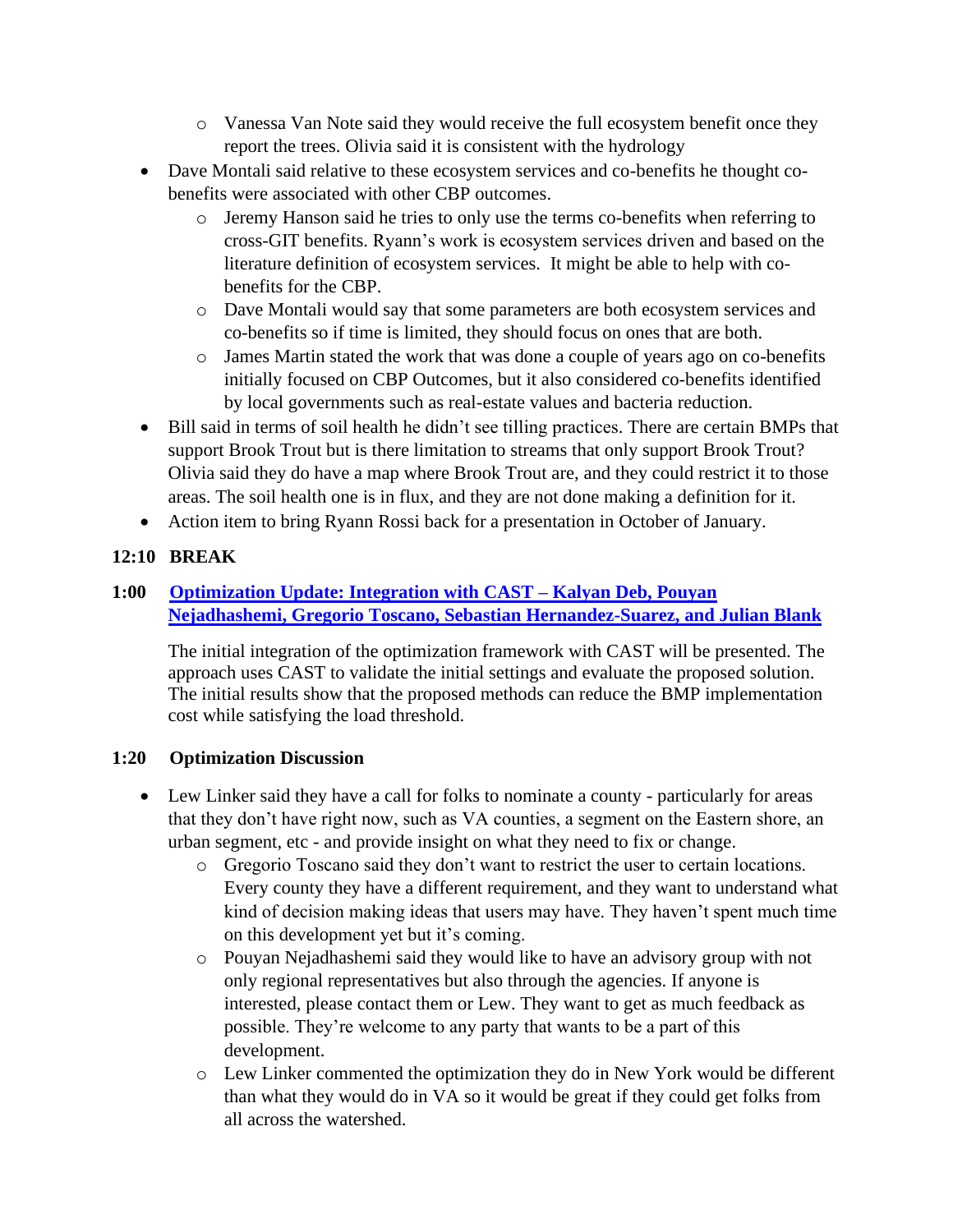- Vanessa Van Note said they would receive the full ecosystem benefit once they report the trees. Olivia said it is consistent with the hydrology
- Dave Montali said relative to these ecosystem services and co-benefits he thought co-benefits were associated with other CBP outcomes.
    - Jeremy Hanson said he tries to only use the terms co-benefits when referring to cross-GIT benefits. Ryann's work is ecosystem services driven and based on the literature definition of ecosystem services. It might be able to help with co-benefits for the CBP.
    - Dave Montali would say that some parameters are both ecosystem services and co-benefits so if time is limited, they should focus on ones that are both.
    - James Martin stated the work that was done a couple of years ago on co-benefits initially focused on CBP Outcomes, but it also considered co-benefits identified by local governments such as real-estate values and bacteria reduction.
- Bill said in terms of soil health he didn't see tilling practices. There are certain BMPs that support Brook Trout but is there limitation to streams that only support Brook Trout? Olivia said they do have a map where Brook Trout are, and they could restrict it to those areas. The soil health one is in flux, and they are not done making a definition for it.
- Action item to bring Ryann Rossi back for a presentation in October of January.

**12:10 BREAK**

**1:00 Optimization Update: Integration with CAST – Kalyan Deb, Pouyan Nejadhashemi, Gregorio Toscano, Sebastian Hernandez-Suarez, and Julian Blank**

The initial integration of the optimization framework with CAST will be presented. The approach uses CAST to validate the initial settings and evaluate the proposed solution. The initial results show that the proposed methods can reduce the BMP implementation cost while satisfying the load threshold.

**1:20 Optimization Discussion**

- Lew Linker said they have a call for folks to nominate a county - particularly for areas that they don't have right now, such as VA counties, a segment on the Eastern shore, an urban segment, etc - and provide insight on what they need to fix or change.
    - Gregorio Toscano said they don't want to restrict the user to certain locations. Every county they have a different requirement, and they want to understand what kind of decision making ideas that users may have. They haven't spent much time on this development yet but it's coming.
    - Pouyan Nejadhashemi said they would like to have an advisory group with not only regional representatives but also through the agencies. If anyone is interested, please contact them or Lew. They want to get as much feedback as possible. They're welcome to any party that wants to be a part of this development.
    - Lew Linker commented the optimization they do in New York would be different than what they would do in VA so it would be great if they could get folks from all across the watershed.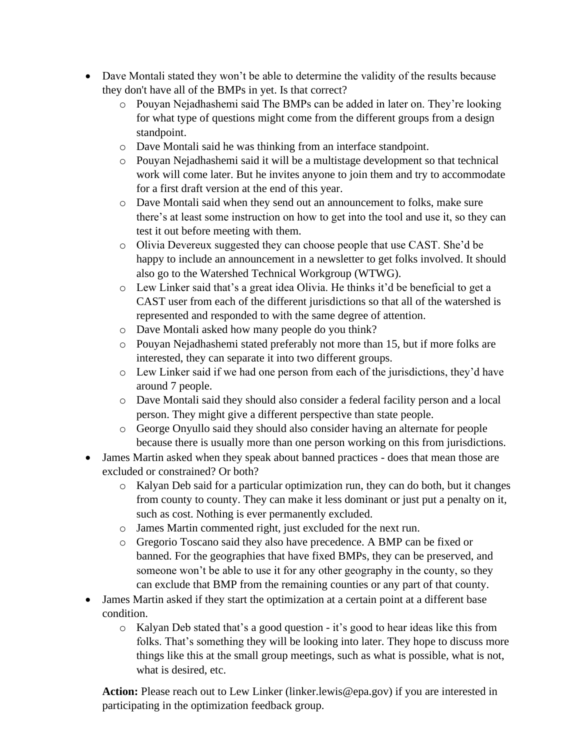- Dave Montali stated they won't be able to determine the validity of the results because they don't have all of the BMPs in yet. Is that correct?
  - Pouyan Nejadhashemi said The BMPs can be added in later on. They're looking for what type of questions might come from the different groups from a design standpoint.
  - Dave Montali said he was thinking from an interface standpoint.
  - Pouyan Nejadhashemi said it will be a multistage development so that technical work will come later. But he invites anyone to join them and try to accommodate for a first draft version at the end of this year.
  - Dave Montali said when they send out an announcement to folks, make sure there's at least some instruction on how to get into the tool and use it, so they can test it out before meeting with them.
  - Olivia Devereux suggested they can choose people that use CAST. She'd be happy to include an announcement in a newsletter to get folks involved. It should also go to the Watershed Technical Workgroup (WTWG).
  - Lew Linker said that's a great idea Olivia. He thinks it'd be beneficial to get a CAST user from each of the different jurisdictions so that all of the watershed is represented and responded to with the same degree of attention.
  - Dave Montali asked how many people do you think?
  - Pouyan Nejadhashemi stated preferably not more than 15, but if more folks are interested, they can separate it into two different groups.
  - Lew Linker said if we had one person from each of the jurisdictions, they'd have around 7 people.
  - Dave Montali said they should also consider a federal facility person and a local person. They might give a different perspective than state people.
  - George Onyullo said they should also consider having an alternate for people because there is usually more than one person working on this from jurisdictions.
- James Martin asked when they speak about banned practices - does that mean those are excluded or constrained? Or both?
  - Kalyan Deb said for a particular optimization run, they can do both, but it changes from county to county. They can make it less dominant or just put a penalty on it, such as cost. Nothing is ever permanently excluded.
  - James Martin commented right, just excluded for the next run.
  - Gregorio Toscano said they also have precedence. A BMP can be fixed or banned. For the geographies that have fixed BMPs, they can be preserved, and someone won't be able to use it for any other geography in the county, so they can exclude that BMP from the remaining counties or any part of that county.
- James Martin asked if they start the optimization at a certain point at a different base condition.
  - Kalyan Deb stated that's a good question - it's good to hear ideas like this from folks. That's something they will be looking into later. They hope to discuss more things like this at the small group meetings, such as what is possible, what is not, what is desired, etc.

**Action:** Please reach out to Lew Linker (linker.lewis@epa.gov) if you are interested in participating in the optimization feedback group.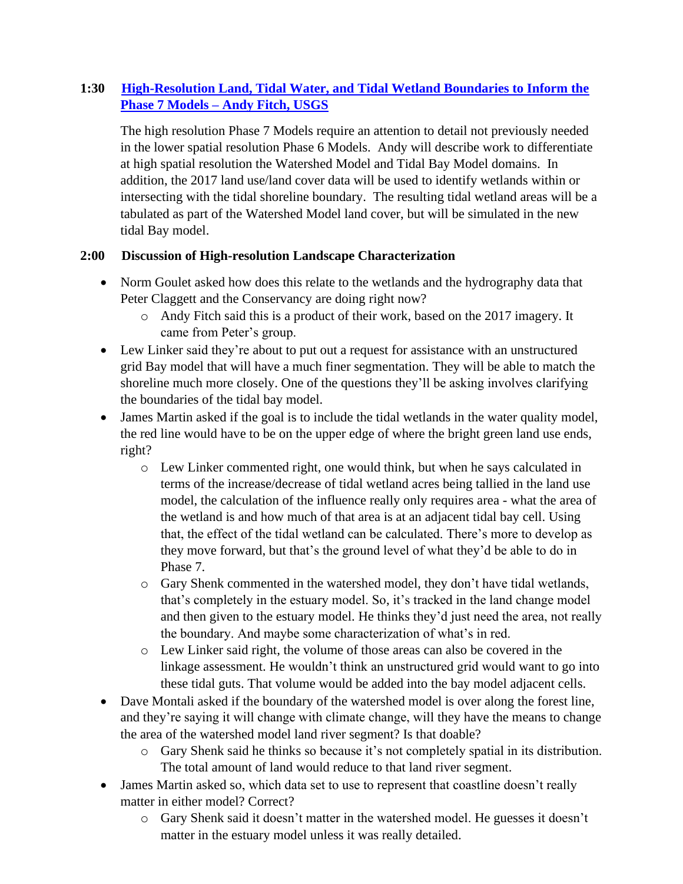**1:30** **[High-Resolution Land, Tidal Water, and Tidal Wetland Boundaries to Inform the Phase 7 Models – Andy Fitch, USGS]()**

The high resolution Phase 7 Models require an attention to detail not previously needed in the lower spatial resolution Phase 6 Models. Andy will describe work to differentiate at high spatial resolution the Watershed Model and Tidal Bay Model domains. In addition, the 2017 land use/land cover data will be used to identify wetlands within or intersecting with the tidal shoreline boundary. The resulting tidal wetland areas will be a tabulated as part of the Watershed Model land cover, but will be simulated in the new tidal Bay model.

**2:00** **Discussion of High-resolution Landscape Characterization**

- Norm Goulet asked how does this relate to the wetlands and the hydrography data that Peter Claggett and the Conservancy are doing right now?
    - Andy Fitch said this is a product of their work, based on the 2017 imagery. It came from Peter's group.
- Lew Linker said they're about to put out a request for assistance with an unstructured grid Bay model that will have a much finer segmentation. They will be able to match the shoreline much more closely. One of the questions they'll be asking involves clarifying the boundaries of the tidal bay model.
- James Martin asked if the goal is to include the tidal wetlands in the water quality model, the red line would have to be on the upper edge of where the bright green land use ends, right?
    - Lew Linker commented right, one would think, but when he says calculated in terms of the increase/decrease of tidal wetland acres being tallied in the land use model, the calculation of the influence really only requires area - what the area of the wetland is and how much of that area is at an adjacent tidal bay cell. Using that, the effect of the tidal wetland can be calculated. There's more to develop as they move forward, but that's the ground level of what they'd be able to do in Phase 7.
    - Gary Shenk commented in the watershed model, they don't have tidal wetlands, that's completely in the estuary model. So, it's tracked in the land change model and then given to the estuary model. He thinks they'd just need the area, not really the boundary. And maybe some characterization of what's in red.
    - Lew Linker said right, the volume of those areas can also be covered in the linkage assessment. He wouldn't think an unstructured grid would want to go into these tidal guts. That volume would be added into the bay model adjacent cells.
- Dave Montali asked if the boundary of the watershed model is over along the forest line, and they're saying it will change with climate change, will they have the means to change the area of the watershed model land river segment? Is that doable?
    - Gary Shenk said he thinks so because it's not completely spatial in its distribution. The total amount of land would reduce to that land river segment.
- James Martin asked so, which data set to use to represent that coastline doesn't really matter in either model? Correct?
    - Gary Shenk said it doesn't matter in the watershed model. He guesses it doesn't matter in the estuary model unless it was really detailed.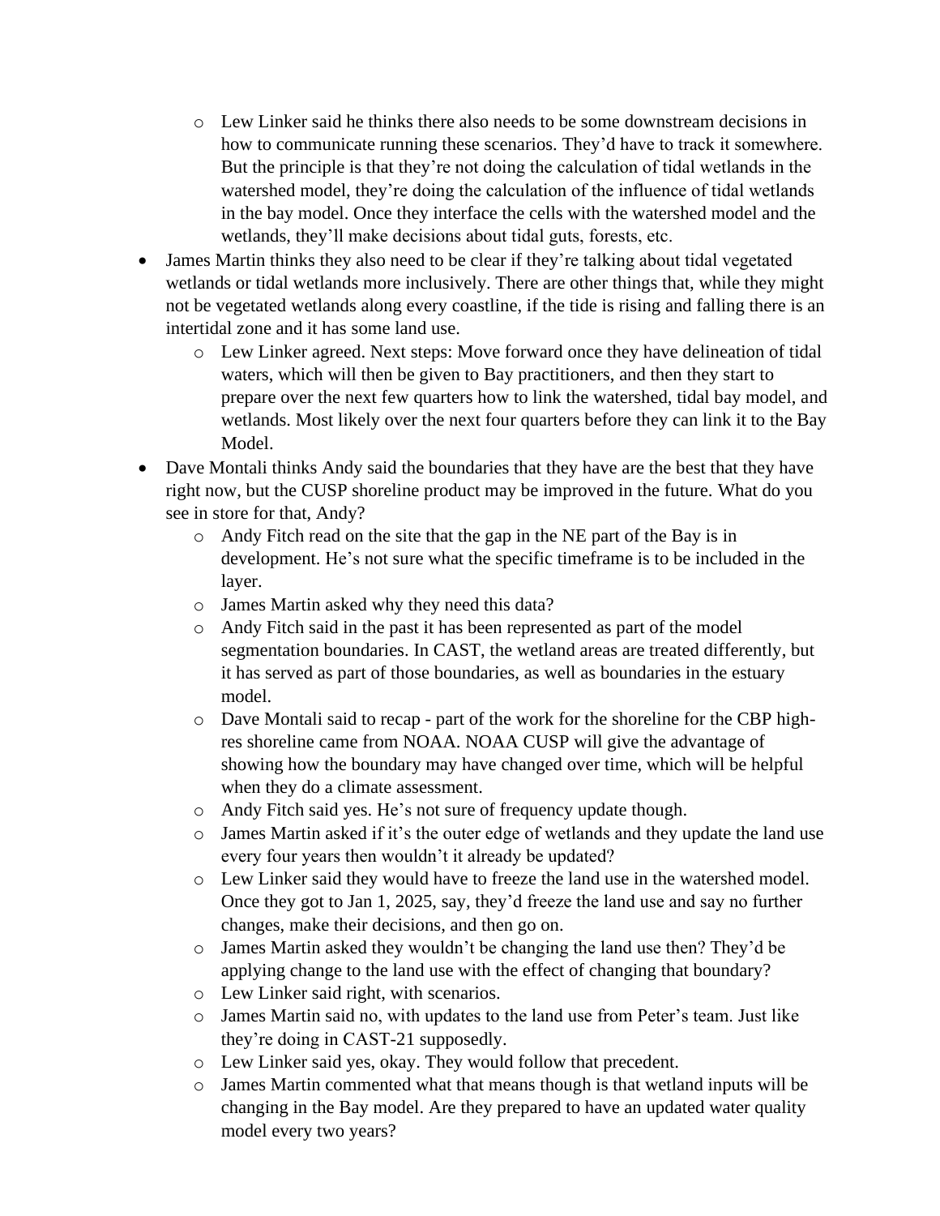- Lew Linker said he thinks there also needs to be some downstream decisions in how to communicate running these scenarios. They'd have to track it somewhere. But the principle is that they're not doing the calculation of tidal wetlands in the watershed model, they're doing the calculation of the influence of tidal wetlands in the bay model. Once they interface the cells with the watershed model and the wetlands, they'll make decisions about tidal guts, forests, etc.
- James Martin thinks they also need to be clear if they're talking about tidal vegetated wetlands or tidal wetlands more inclusively. There are other things that, while they might not be vegetated wetlands along every coastline, if the tide is rising and falling there is an intertidal zone and it has some land use.
  - Lew Linker agreed. Next steps: Move forward once they have delineation of tidal waters, which will then be given to Bay practitioners, and then they start to prepare over the next few quarters how to link the watershed, tidal bay model, and wetlands. Most likely over the next four quarters before they can link it to the Bay Model.
- Dave Montali thinks Andy said the boundaries that they have are the best that they have right now, but the CUSP shoreline product may be improved in the future. What do you see in store for that, Andy?
  - Andy Fitch read on the site that the gap in the NE part of the Bay is in development. He's not sure what the specific timeframe is to be included in the layer.
  - James Martin asked why they need this data?
  - Andy Fitch said in the past it has been represented as part of the model segmentation boundaries. In CAST, the wetland areas are treated differently, but it has served as part of those boundaries, as well as boundaries in the estuary model.
  - Dave Montali said to recap - part of the work for the shoreline for the CBP high-res shoreline came from NOAA. NOAA CUSP will give the advantage of showing how the boundary may have changed over time, which will be helpful when they do a climate assessment.
  - Andy Fitch said yes. He's not sure of frequency update though.
  - James Martin asked if it's the outer edge of wetlands and they update the land use every four years then wouldn't it already be updated?
  - Lew Linker said they would have to freeze the land use in the watershed model. Once they got to Jan 1, 2025, say, they'd freeze the land use and say no further changes, make their decisions, and then go on.
  - James Martin asked they wouldn't be changing the land use then? They'd be applying change to the land use with the effect of changing that boundary?
  - Lew Linker said right, with scenarios.
  - James Martin said no, with updates to the land use from Peter's team. Just like they're doing in CAST-21 supposedly.
  - Lew Linker said yes, okay. They would follow that precedent.
  - James Martin commented what that means though is that wetland inputs will be changing in the Bay model. Are they prepared to have an updated water quality model every two years?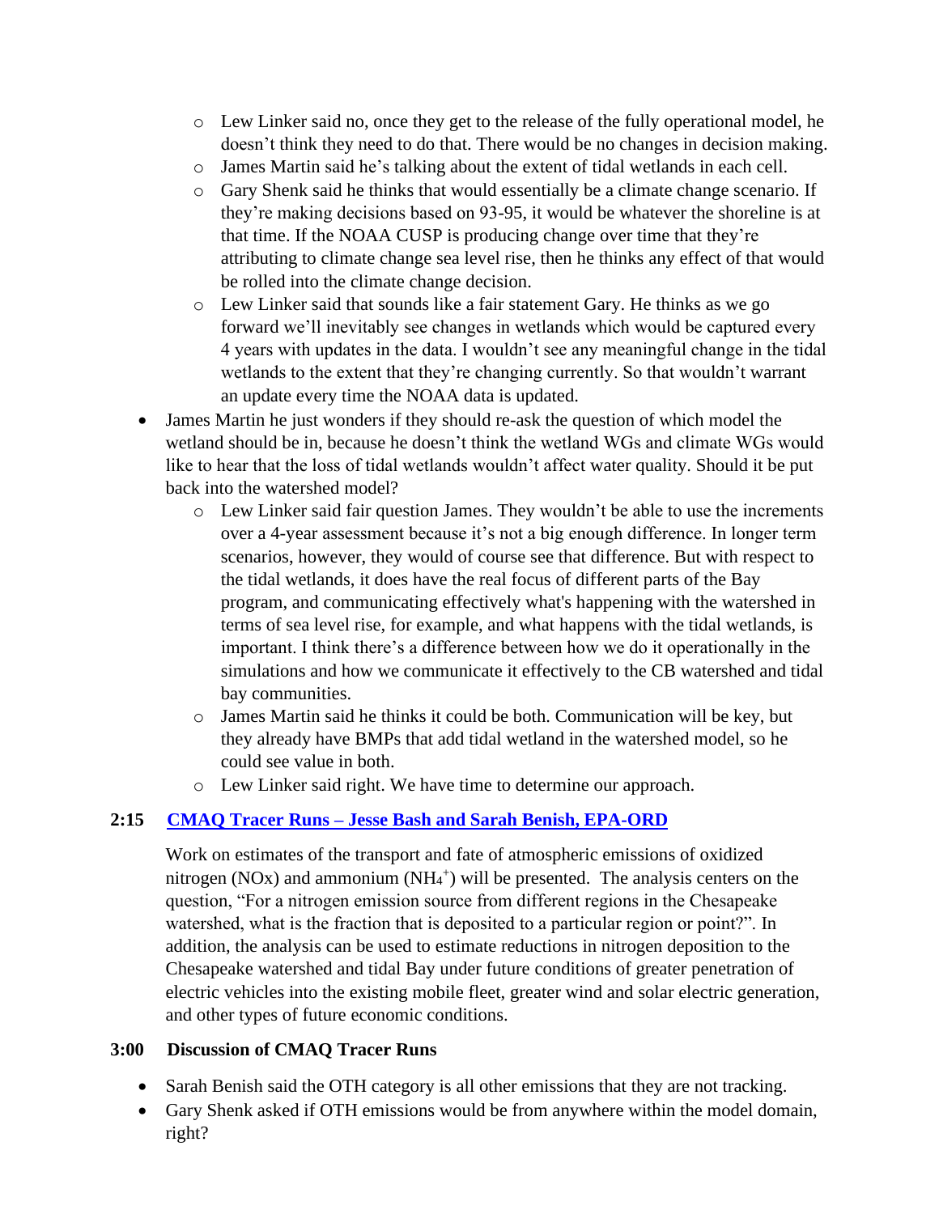- Lew Linker said no, once they get to the release of the fully operational model, he doesn't think they need to do that. There would be no changes in decision making.
  - James Martin said he's talking about the extent of tidal wetlands in each cell.
  - Gary Shenk said he thinks that would essentially be a climate change scenario. If they're making decisions based on 93-95, it would be whatever the shoreline is at that time. If the NOAA CUSP is producing change over time that they're attributing to climate change sea level rise, then he thinks any effect of that would be rolled into the climate change decision.
  - Lew Linker said that sounds like a fair statement Gary. He thinks as we go forward we'll inevitably see changes in wetlands which would be captured every 4 years with updates in the data. I wouldn't see any meaningful change in the tidal wetlands to the extent that they're changing currently. So that wouldn't warrant an update every time the NOAA data is updated.
- James Martin he just wonders if they should re-ask the question of which model the wetland should be in, because he doesn't think the wetland WGs and climate WGs would like to hear that the loss of tidal wetlands wouldn't affect water quality. Should it be put back into the watershed model?
  - Lew Linker said fair question James. They wouldn't be able to use the increments over a 4-year assessment because it's not a big enough difference. In longer term scenarios, however, they would of course see that difference. But with respect to the tidal wetlands, it does have the real focus of different parts of the Bay program, and communicating effectively what's happening with the watershed in terms of sea level rise, for example, and what happens with the tidal wetlands, is important. I think there's a difference between how we do it operationally in the simulations and how we communicate it effectively to the CB watershed and tidal bay communities.
  - James Martin said he thinks it could be both. Communication will be key, but they already have BMPs that add tidal wetland in the watershed model, so he could see value in both.
  - Lew Linker said right. We have time to determine our approach.

## 2:15 [CMAQ Tracer Runs – Jesse Bash and Sarah Benish, EPA-ORD]

Work on estimates of the transport and fate of atmospheric emissions of oxidized nitrogen (NOx) and ammonium ($NH_4^+$) will be presented. The analysis centers on the question, "For a nitrogen emission source from different regions in the Chesapeake watershed, what is the fraction that is deposited to a particular region or point?". In addition, the analysis can be used to estimate reductions in nitrogen deposition to the Chesapeake watershed and tidal Bay under future conditions of greater penetration of electric vehicles into the existing mobile fleet, greater wind and solar electric generation, and other types of future economic conditions.

## 3:00 Discussion of CMAQ Tracer Runs

- Sarah Benish said the OTH category is all other emissions that they are not tracking.
- Gary Shenk asked if OTH emissions would be from anywhere within the model domain, right?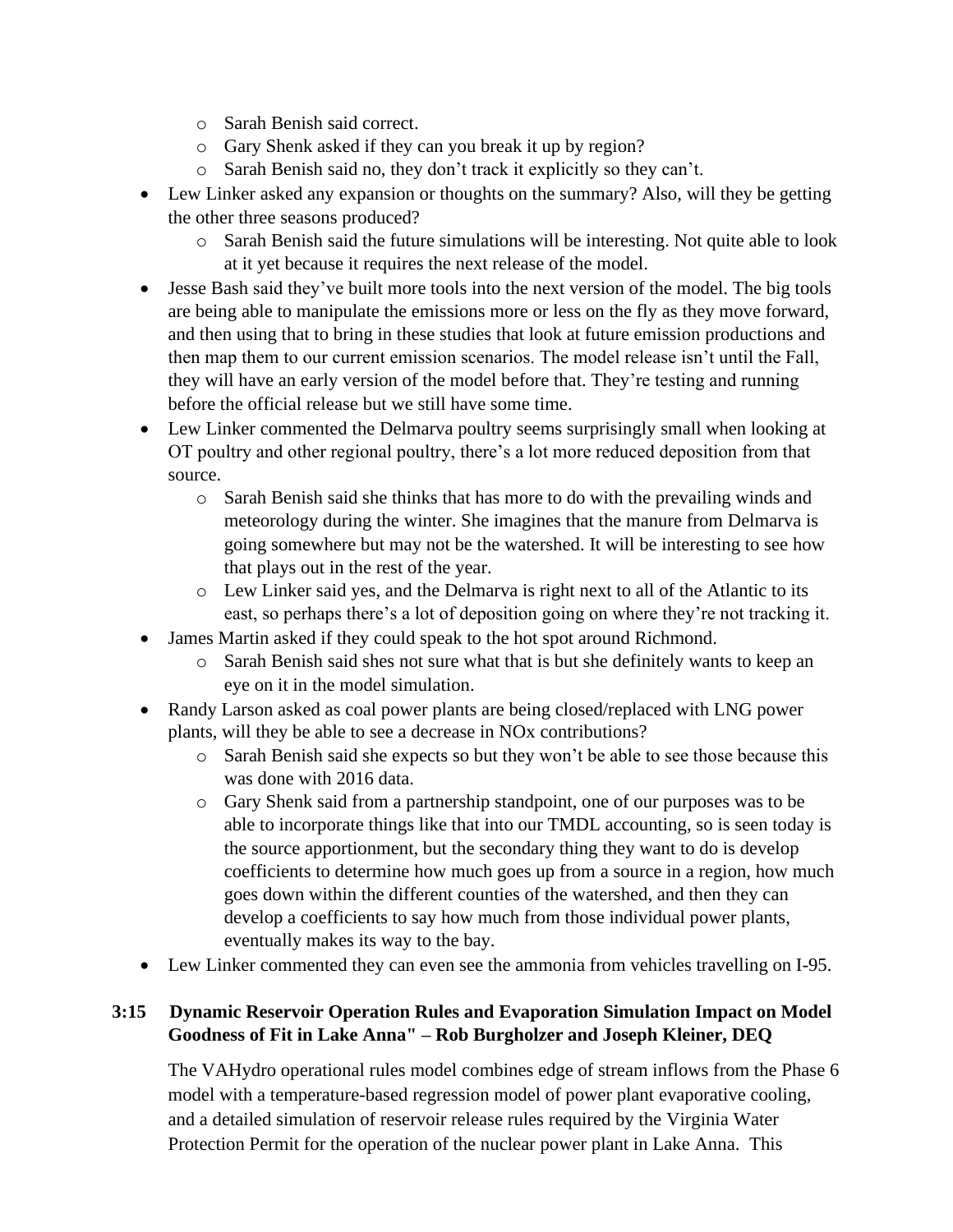- Sarah Benish said correct.
- Gary Shenk asked if they can you break it up by region?
- Sarah Benish said no, they don't track it explicitly so they can't.

- Lew Linker asked any expansion or thoughts on the summary? Also, will they be getting the other three seasons produced?
  - Sarah Benish said the future simulations will be interesting. Not quite able to look at it yet because it requires the next release of the model.
- Jesse Bash said they've built more tools into the next version of the model. The big tools are being able to manipulate the emissions more or less on the fly as they move forward, and then using that to bring in these studies that look at future emission productions and then map them to our current emission scenarios. The model release isn't until the Fall, they will have an early version of the model before that. They're testing and running before the official release but we still have some time.
- Lew Linker commented the Delmarva poultry seems surprisingly small when looking at OT poultry and other regional poultry, there's a lot more reduced deposition from that source.
  - Sarah Benish said she thinks that has more to do with the prevailing winds and meteorology during the winter. She imagines that the manure from Delmarva is going somewhere but may not be the watershed. It will be interesting to see how that plays out in the rest of the year.
  - Lew Linker said yes, and the Delmarva is right next to all of the Atlantic to its east, so perhaps there's a lot of deposition going on where they're not tracking it.
- James Martin asked if they could speak to the hot spot around Richmond.
  - Sarah Benish said shes not sure what that is but she definitely wants to keep an eye on it in the model simulation.
- Randy Larson asked as coal power plants are being closed/replaced with LNG power plants, will they be able to see a decrease in NOx contributions?
  - Sarah Benish said she expects so but they won't be able to see those because this was done with 2016 data.
  - Gary Shenk said from a partnership standpoint, one of our purposes was to be able to incorporate things like that into our TMDL accounting, so is seen today is the source apportionment, but the secondary thing they want to do is develop coefficients to determine how much goes up from a source in a region, how much goes down within the different counties of the watershed, and then they can develop a coefficients to say how much from those individual power plants, eventually makes its way to the bay.
- Lew Linker commented they can even see the ammonia from vehicles travelling on I-95.

**3:15 Dynamic Reservoir Operation Rules and Evaporation Simulation Impact on Model Goodness of Fit in Lake Anna" – Rob Burgholzer and Joseph Kleiner, DEQ**

The VAHydro operational rules model combines edge of stream inflows from the Phase 6 model with a temperature-based regression model of power plant evaporative cooling, and a detailed simulation of reservoir release rules required by the Virginia Water Protection Permit for the operation of the nuclear power plant in Lake Anna. This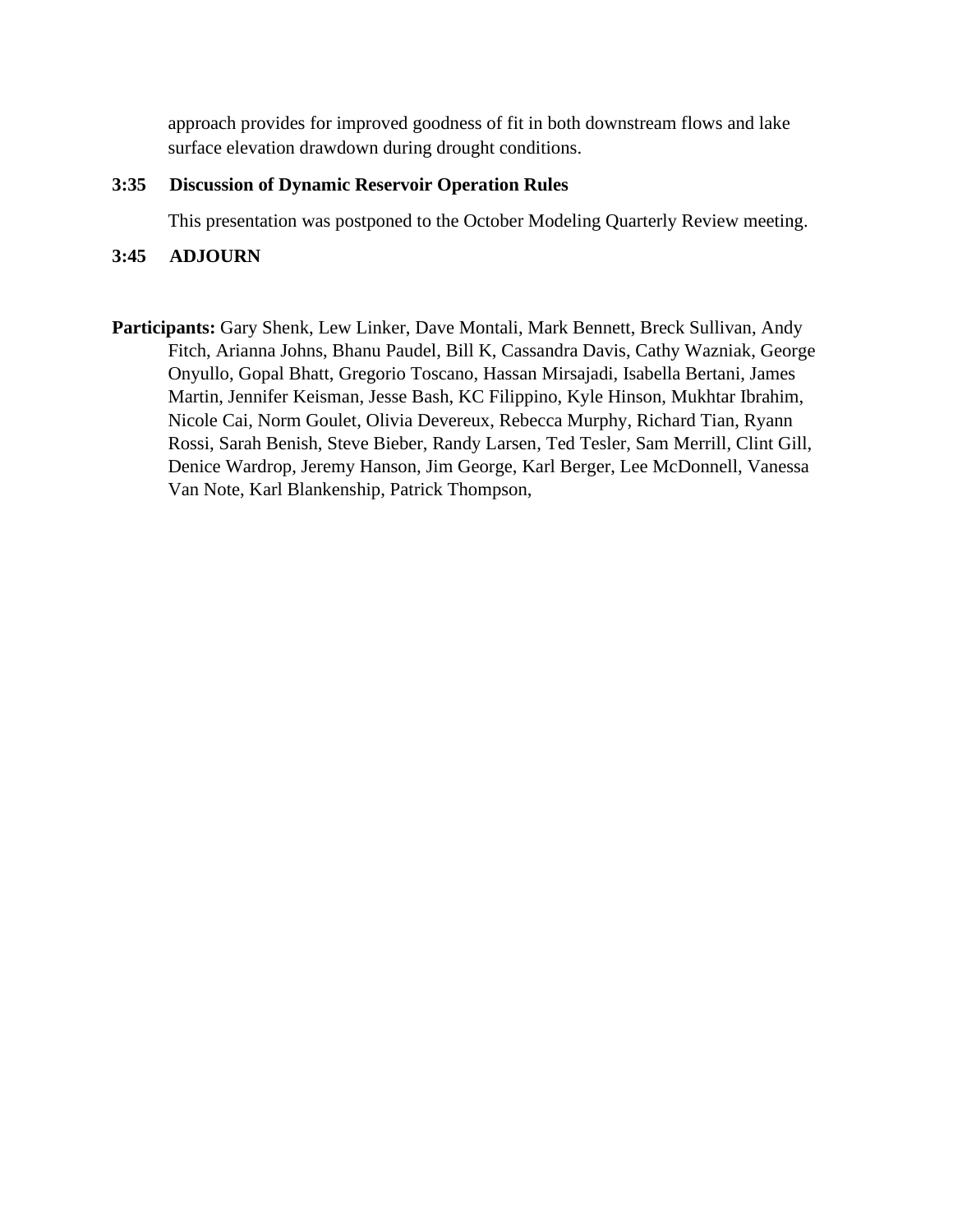approach provides for improved goodness of fit in both downstream flows and lake surface elevation drawdown during drought conditions.

**3:35 Discussion of Dynamic Reservoir Operation Rules**

This presentation was postponed to the October Modeling Quarterly Review meeting.

**3:45 ADJOURN**

**Participants:** Gary Shenk, Lew Linker, Dave Montali, Mark Bennett, Breck Sullivan, Andy Fitch, Arianna Johns, Bhanu Paudel, Bill K, Cassandra Davis, Cathy Wazniak, George Onyullo, Gopal Bhatt, Gregorio Toscano, Hassan Mirsajadi, Isabella Bertani, James Martin, Jennifer Keisman, Jesse Bash, KC Filippino, Kyle Hinson, Mukhtar Ibrahim, Nicole Cai, Norm Goulet, Olivia Devereux, Rebecca Murphy, Richard Tian, Ryann Rossi, Sarah Benish, Steve Bieber, Randy Larsen, Ted Tesler, Sam Merrill, Clint Gill, Denice Wardrop, Jeremy Hanson, Jim George, Karl Berger, Lee McDonnell, Vanessa Van Note, Karl Blankenship, Patrick Thompson,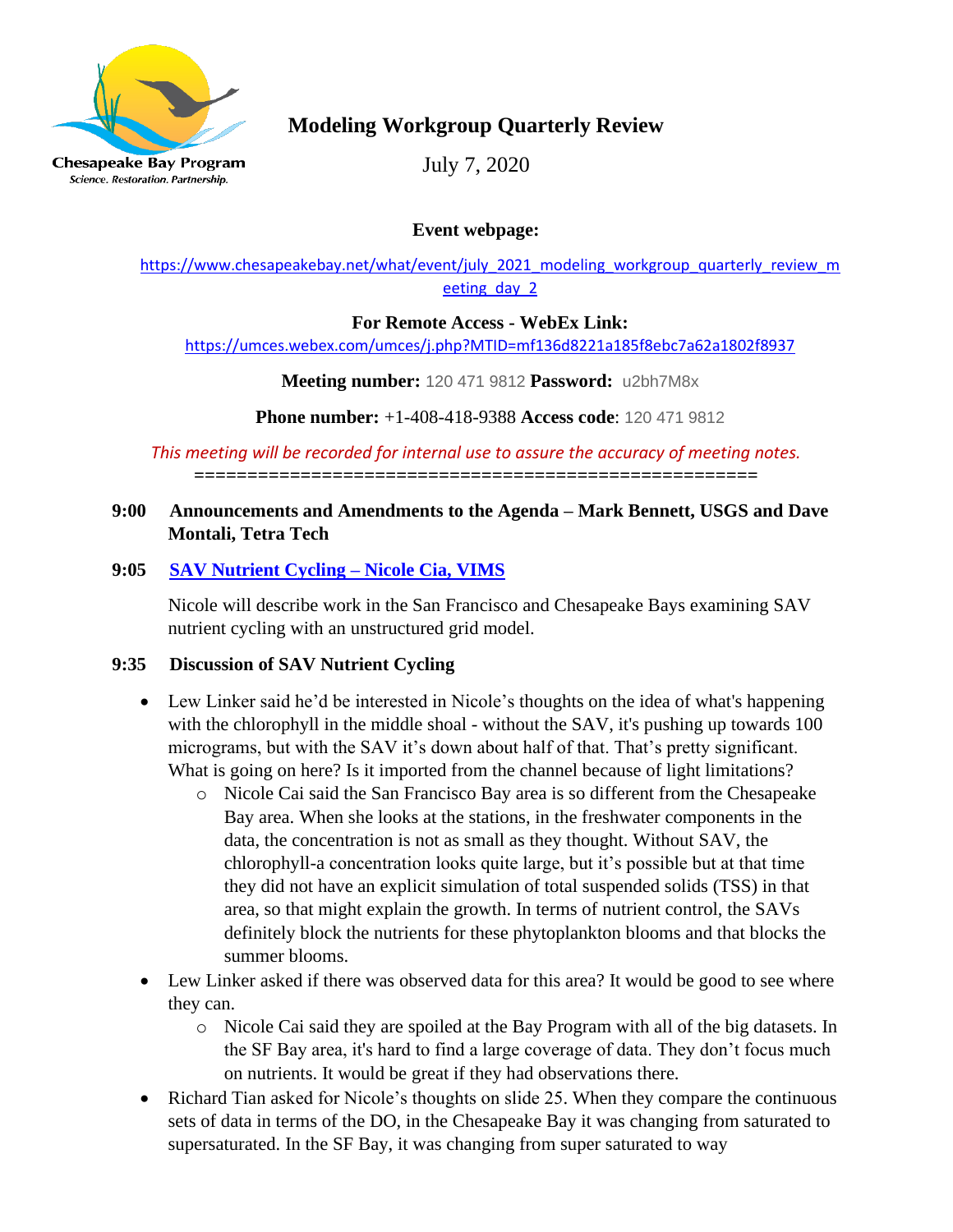**Modeling Workgroup Quarterly Review**

July 7, 2020

**Event webpage:**

https://www.chesapeakebay.net/what/event/july_2021_modeling_workgroup_quarterly_review_meeting_day_2

**For Remote Access - WebEx Link:**
https://umces.webex.com/umces/j.php?MTID=mf136d8221a185f8ebc7a62a1802f8937

**Meeting number:** 120 471 9812 **Password:** u2bh7M8x

**Phone number:** +1-408-418-9388 **Access code**: 120 471 9812

*This meeting will be recorded for internal use to assure the accuracy of meeting notes.*
====================================================

**9:00 Announcements and Amendments to the Agenda – Mark Bennett, USGS and Dave Montali, Tetra Tech**

**9:05 SAV Nutrient Cycling – Nicole Cia, VIMS**

Nicole will describe work in the San Francisco and Chesapeake Bays examining SAV nutrient cycling with an unstructured grid model.

**9:35 Discussion of SAV Nutrient Cycling**

- Lew Linker said he'd be interested in Nicole's thoughts on the idea of what's happening with the chlorophyll in the middle shoal - without the SAV, it's pushing up towards 100 micrograms, but with the SAV it's down about half of that. That's pretty significant. What is going on here? Is it imported from the channel because of light limitations?
  - Nicole Cai said the San Francisco Bay area is so different from the Chesapeake Bay area. When she looks at the stations, in the freshwater components in the data, the concentration is not as small as they thought. Without SAV, the chlorophyll-a concentration looks quite large, but it's possible but at that time they did not have an explicit simulation of total suspended solids (TSS) in that area, so that might explain the growth. In terms of nutrient control, the SAVs definitely block the nutrients for these phytoplankton blooms and that blocks the summer blooms.
- Lew Linker asked if there was observed data for this area? It would be good to see where they can.
  - Nicole Cai said they are spoiled at the Bay Program with all of the big datasets. In the SF Bay area, it's hard to find a large coverage of data. They don't focus much on nutrients. It would be great if they had observations there.
- Richard Tian asked for Nicole's thoughts on slide 25. When they compare the continuous sets of data in terms of the DO, in the Chesapeake Bay it was changing from saturated to supersaturated. In the SF Bay, it was changing from super saturated to way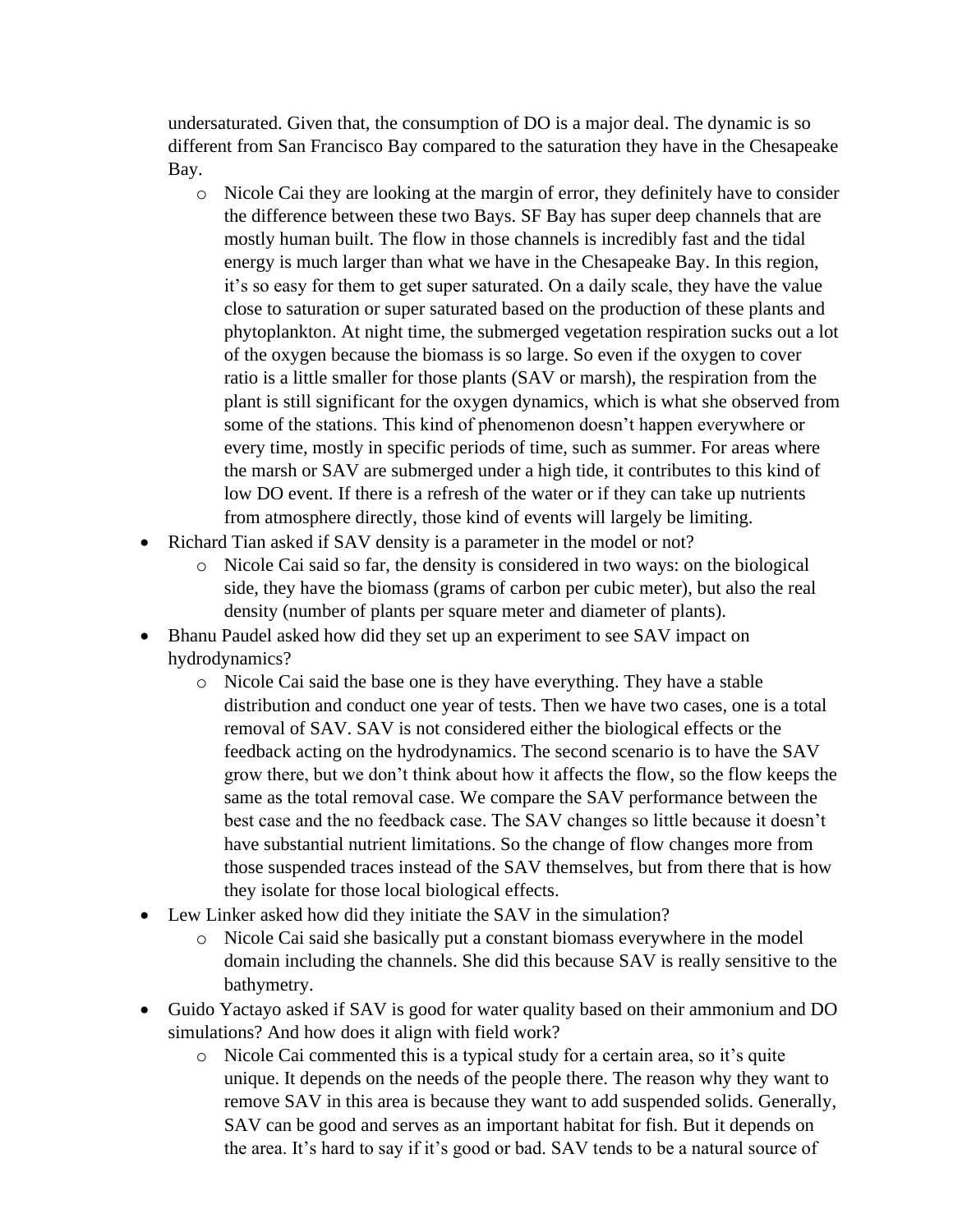undersaturated. Given that, the consumption of DO is a major deal. The dynamic is so different from San Francisco Bay compared to the saturation they have in the Chesapeake Bay.

  - Nicole Cai they are looking at the margin of error, they definitely have to consider the difference between these two Bays. SF Bay has super deep channels that are mostly human built. The flow in those channels is incredibly fast and the tidal energy is much larger than what we have in the Chesapeake Bay. In this region, it's so easy for them to get super saturated. On a daily scale, they have the value close to saturation or super saturated based on the production of these plants and phytoplankton. At night time, the submerged vegetation respiration sucks out a lot of the oxygen because the biomass is so large. So even if the oxygen to cover ratio is a little smaller for those plants (SAV or marsh), the respiration from the plant is still significant for the oxygen dynamics, which is what she observed from some of the stations. This kind of phenomenon doesn't happen everywhere or every time, mostly in specific periods of time, such as summer. For areas where the marsh or SAV are submerged under a high tide, it contributes to this kind of low DO event. If there is a refresh of the water or if they can take up nutrients from atmosphere directly, those kind of events will largely be limiting.

- Richard Tian asked if SAV density is a parameter in the model or not?
  - Nicole Cai said so far, the density is considered in two ways: on the biological side, they have the biomass (grams of carbon per cubic meter), but also the real density (number of plants per square meter and diameter of plants).
- Bhanu Paudel asked how did they set up an experiment to see SAV impact on hydrodynamics?
  - Nicole Cai said the base one is they have everything. They have a stable distribution and conduct one year of tests. Then we have two cases, one is a total removal of SAV. SAV is not considered either the biological effects or the feedback acting on the hydrodynamics. The second scenario is to have the SAV grow there, but we don't think about how it affects the flow, so the flow keeps the same as the total removal case. We compare the SAV performance between the best case and the no feedback case. The SAV changes so little because it doesn't have substantial nutrient limitations. So the change of flow changes more from those suspended traces instead of the SAV themselves, but from there that is how they isolate for those local biological effects.
- Lew Linker asked how did they initiate the SAV in the simulation?
  - Nicole Cai said she basically put a constant biomass everywhere in the model domain including the channels. She did this because SAV is really sensitive to the bathymetry.
- Guido Yactayo asked if SAV is good for water quality based on their ammonium and DO simulations? And how does it align with field work?
  - Nicole Cai commented this is a typical study for a certain area, so it's quite unique. It depends on the needs of the people there. The reason why they want to remove SAV in this area is because they want to add suspended solids. Generally, SAV can be good and serves as an important habitat for fish. But it depends on the area. It's hard to say if it's good or bad. SAV tends to be a natural source of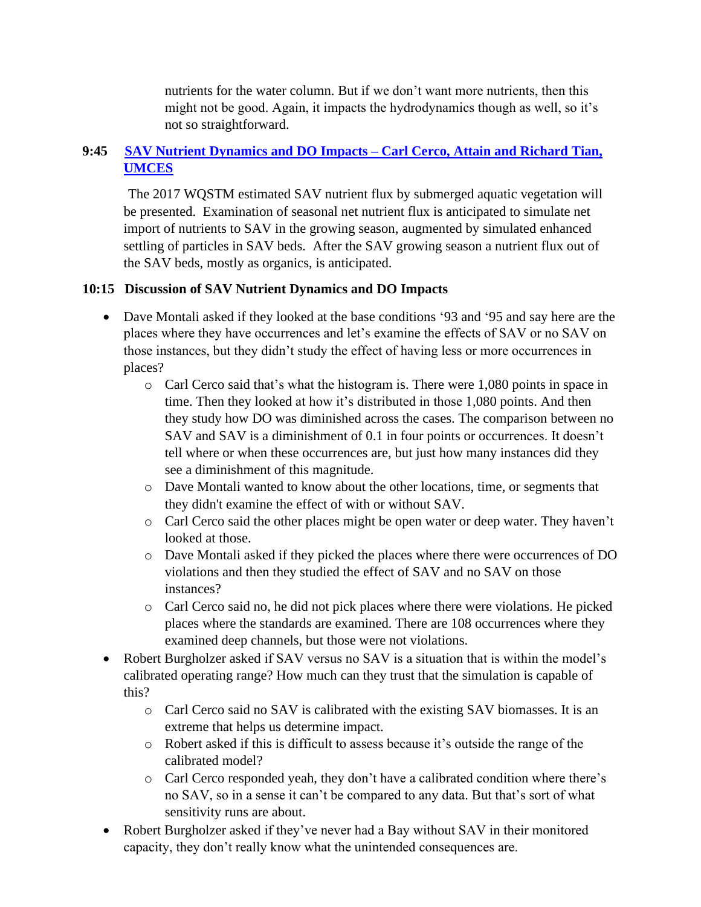nutrients for the water column. But if we don't want more nutrients, then this might not be good. Again, it impacts the hydrodynamics though as well, so it's not so straightforward.

**9:45 [SAV Nutrient Dynamics and DO Impacts – Carl Cerco, Attain and Richard Tian, UMCES]()**

The 2017 WQSTM estimated SAV nutrient flux by submerged aquatic vegetation will be presented. Examination of seasonal net nutrient flux is anticipated to simulate net import of nutrients to SAV in the growing season, augmented by simulated enhanced settling of particles in SAV beds. After the SAV growing season a nutrient flux out of the SAV beds, mostly as organics, is anticipated.

**10:15 Discussion of SAV Nutrient Dynamics and DO Impacts**

- Dave Montali asked if they looked at the base conditions '93 and '95 and say here are the places where they have occurrences and let's examine the effects of SAV or no SAV on those instances, but they didn't study the effect of having less or more occurrences in places?
  - Carl Cerco said that's what the histogram is. There were 1,080 points in space in time. Then they looked at how it's distributed in those 1,080 points. And then they study how DO was diminished across the cases. The comparison between no SAV and SAV is a diminishment of 0.1 in four points or occurrences. It doesn't tell where or when these occurrences are, but just how many instances did they see a diminishment of this magnitude.
  - Dave Montali wanted to know about the other locations, time, or segments that they didn't examine the effect of with or without SAV.
  - Carl Cerco said the other places might be open water or deep water. They haven't looked at those.
  - Dave Montali asked if they picked the places where there were occurrences of DO violations and then they studied the effect of SAV and no SAV on those instances?
  - Carl Cerco said no, he did not pick places where there were violations. He picked places where the standards are examined. There are 108 occurrences where they examined deep channels, but those were not violations.
- Robert Burgholzer asked if SAV versus no SAV is a situation that is within the model's calibrated operating range? How much can they trust that the simulation is capable of this?
  - Carl Cerco said no SAV is calibrated with the existing SAV biomasses. It is an extreme that helps us determine impact.
  - Robert asked if this is difficult to assess because it's outside the range of the calibrated model?
  - Carl Cerco responded yeah, they don't have a calibrated condition where there's no SAV, so in a sense it can't be compared to any data. But that's sort of what sensitivity runs are about.
- Robert Burgholzer asked if they've never had a Bay without SAV in their monitored capacity, they don't really know what the unintended consequences are.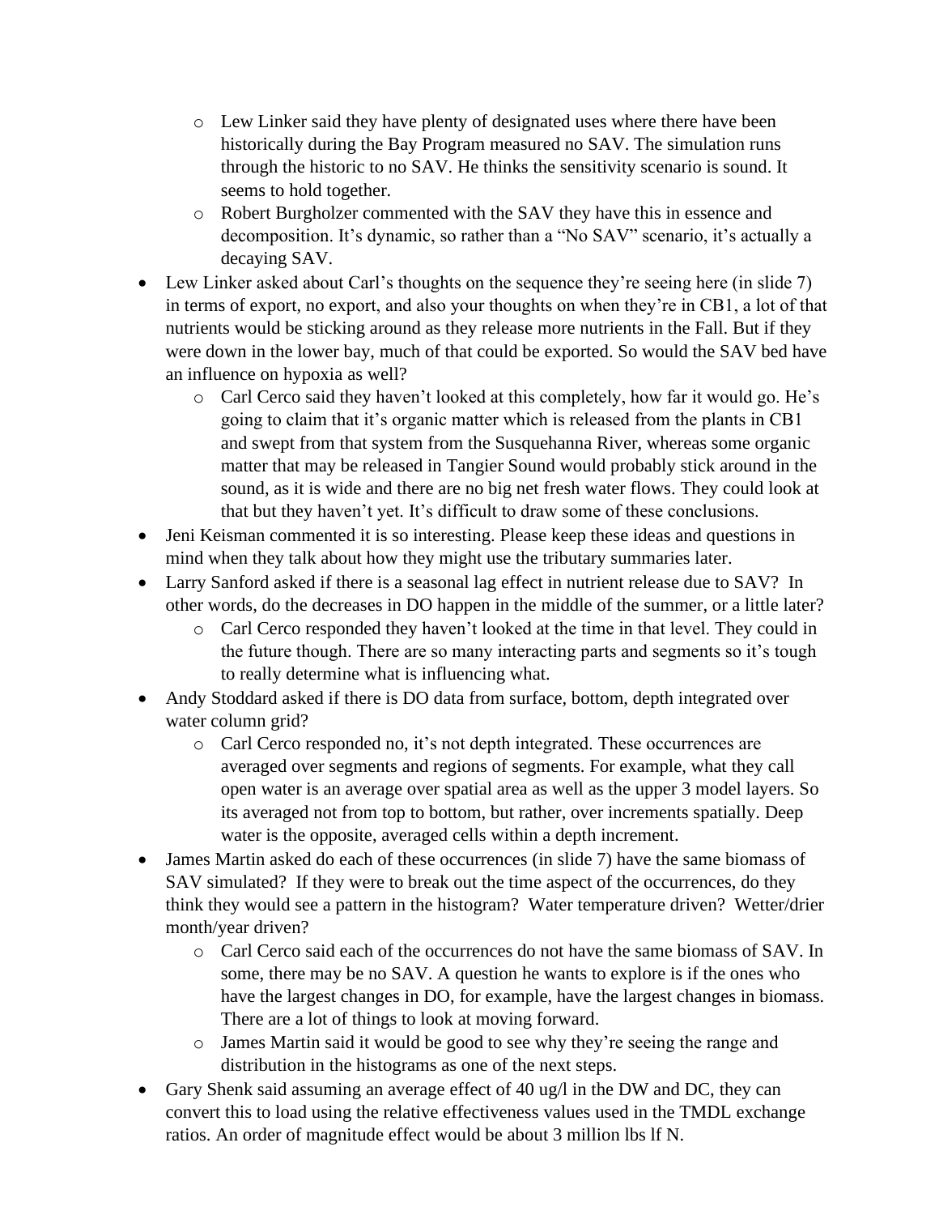- Lew Linker said they have plenty of designated uses where there have been historically during the Bay Program measured no SAV. The simulation runs through the historic to no SAV. He thinks the sensitivity scenario is sound. It seems to hold together.
- Robert Burgholzer commented with the SAV they have this in essence and decomposition. It's dynamic, so rather than a "No SAV" scenario, it's actually a decaying SAV.

- Lew Linker asked about Carl's thoughts on the sequence they're seeing here (in slide 7) in terms of export, no export, and also your thoughts on when they're in CB1, a lot of that nutrients would be sticking around as they release more nutrients in the Fall. But if they were down in the lower bay, much of that could be exported. So would the SAV bed have an influence on hypoxia as well?
  - Carl Cerco said they haven't looked at this completely, how far it would go. He's going to claim that it's organic matter which is released from the plants in CB1 and swept from that system from the Susquehanna River, whereas some organic matter that may be released in Tangier Sound would probably stick around in the sound, as it is wide and there are no big net fresh water flows. They could look at that but they haven't yet. It's difficult to draw some of these conclusions.
- Jeni Keisman commented it is so interesting. Please keep these ideas and questions in mind when they talk about how they might use the tributary summaries later.
- Larry Sanford asked if there is a seasonal lag effect in nutrient release due to SAV? In other words, do the decreases in DO happen in the middle of the summer, or a little later?
  - Carl Cerco responded they haven't looked at the time in that level. They could in the future though. There are so many interacting parts and segments so it's tough to really determine what is influencing what.
- Andy Stoddard asked if there is DO data from surface, bottom, depth integrated over water column grid?
  - Carl Cerco responded no, it's not depth integrated. These occurrences are averaged over segments and regions of segments. For example, what they call open water is an average over spatial area as well as the upper 3 model layers. So its averaged not from top to bottom, but rather, over increments spatially. Deep water is the opposite, averaged cells within a depth increment.
- James Martin asked do each of these occurrences (in slide 7) have the same biomass of SAV simulated? If they were to break out the time aspect of the occurrences, do they think they would see a pattern in the histogram? Water temperature driven? Wetter/drier month/year driven?
  - Carl Cerco said each of the occurrences do not have the same biomass of SAV. In some, there may be no SAV. A question he wants to explore is if the ones who have the largest changes in DO, for example, have the largest changes in biomass. There are a lot of things to look at moving forward.
  - James Martin said it would be good to see why they're seeing the range and distribution in the histograms as one of the next steps.
- Gary Shenk said assuming an average effect of 40 ug/l in the DW and DC, they can convert this to load using the relative effectiveness values used in the TMDL exchange ratios. An order of magnitude effect would be about 3 million lbs lf N.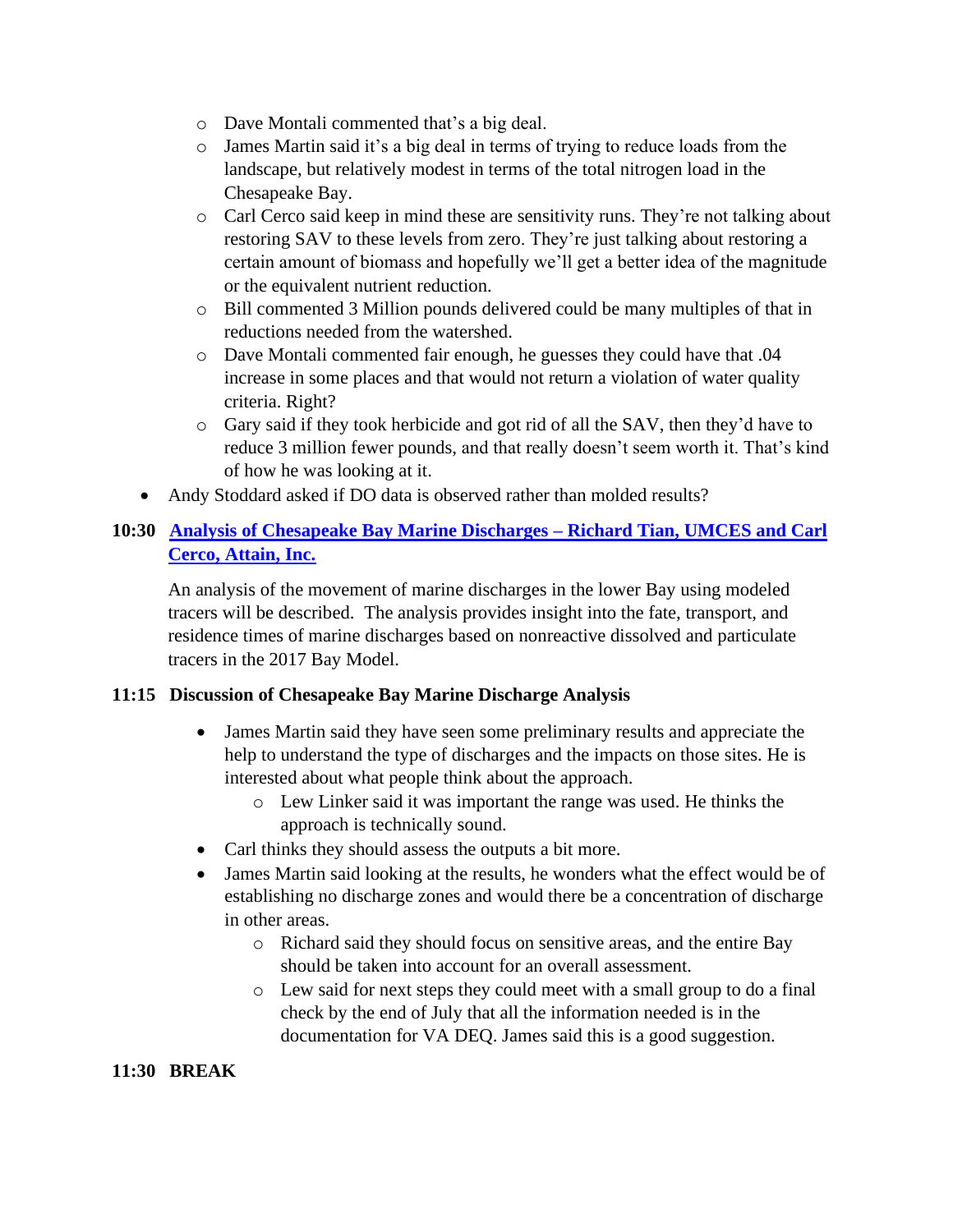- Dave Montali commented that's a big deal.
  - James Martin said it's a big deal in terms of trying to reduce loads from the landscape, but relatively modest in terms of the total nitrogen load in the Chesapeake Bay.
  - Carl Cerco said keep in mind these are sensitivity runs. They're not talking about restoring SAV to these levels from zero. They're just talking about restoring a certain amount of biomass and hopefully we'll get a better idea of the magnitude or the equivalent nutrient reduction.
  - Bill commented 3 Million pounds delivered could be many multiples of that in reductions needed from the watershed.
  - Dave Montali commented fair enough, he guesses they could have that .04 increase in some places and that would not return a violation of water quality criteria. Right?
  - Gary said if they took herbicide and got rid of all the SAV, then they'd have to reduce 3 million fewer pounds, and that really doesn't seem worth it. That's kind of how he was looking at it.
- Andy Stoddard asked if DO data is observed rather than molded results?

**10:30 [Analysis of Chesapeake Bay Marine Discharges – Richard Tian, UMCES and Carl Cerco, Attain, Inc.]**

An analysis of the movement of marine discharges in the lower Bay using modeled tracers will be described. The analysis provides insight into the fate, transport, and residence times of marine discharges based on nonreactive dissolved and particulate tracers in the 2017 Bay Model.

**11:15 Discussion of Chesapeake Bay Marine Discharge Analysis**

- James Martin said they have seen some preliminary results and appreciate the help to understand the type of discharges and the impacts on those sites. He is interested about what people think about the approach.
  - Lew Linker said it was important the range was used. He thinks the approach is technically sound.
- Carl thinks they should assess the outputs a bit more.
- James Martin said looking at the results, he wonders what the effect would be of establishing no discharge zones and would there be a concentration of discharge in other areas.
  - Richard said they should focus on sensitive areas, and the entire Bay should be taken into account for an overall assessment.
  - Lew said for next steps they could meet with a small group to do a final check by the end of July that all the information needed is in the documentation for VA DEQ. James said this is a good suggestion.

**11:30 BREAK**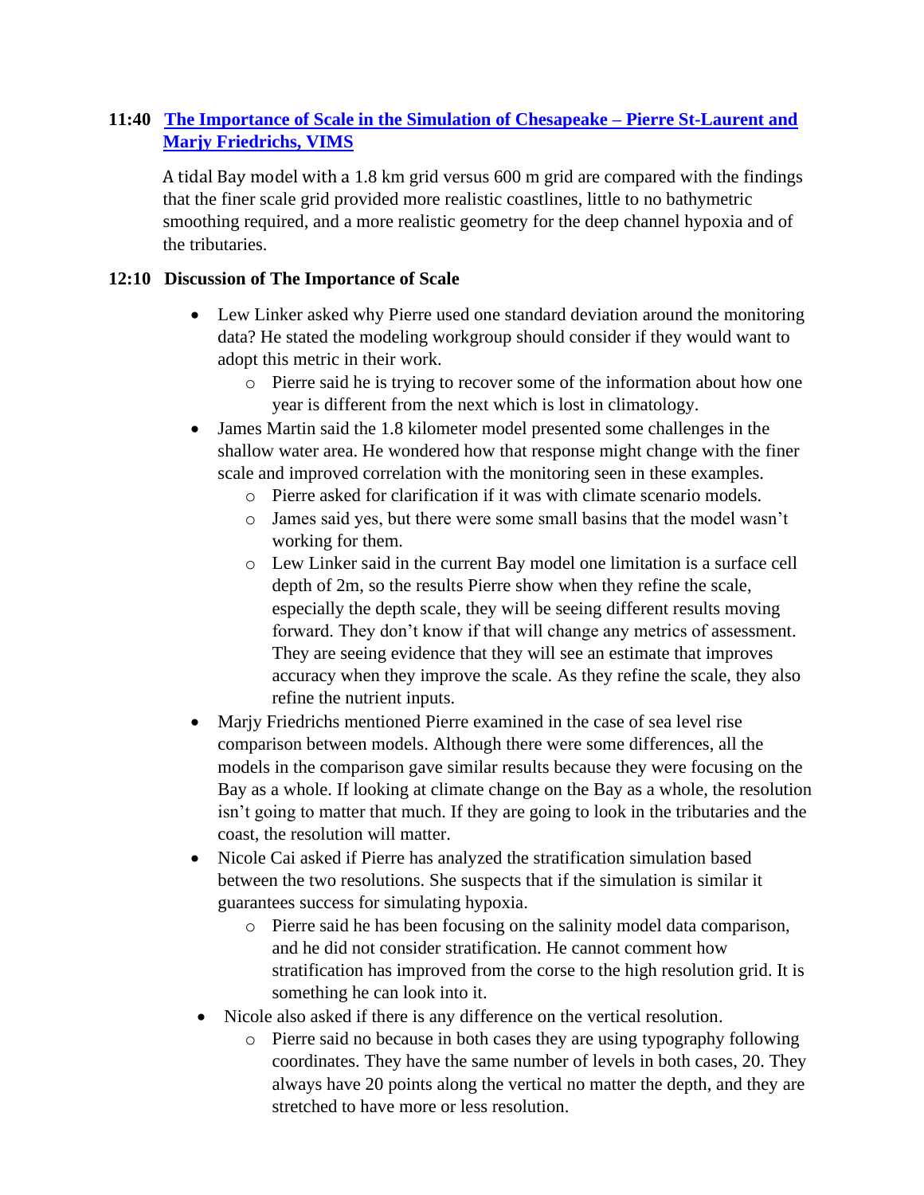**11:40 [The Importance of Scale in the Simulation of Chesapeake – Pierre St-Laurent and Marjy Friedrichs, VIMS]()**

A tidal Bay model with a 1.8 km grid versus 600 m grid are compared with the findings that the finer scale grid provided more realistic coastlines, little to no bathymetric smoothing required, and a more realistic geometry for the deep channel hypoxia and of the tributaries.

**12:10 Discussion of The Importance of Scale**

- Lew Linker asked why Pierre used one standard deviation around the monitoring data? He stated the modeling workgroup should consider if they would want to adopt this metric in their work.
  - Pierre said he is trying to recover some of the information about how one year is different from the next which is lost in climatology.
- James Martin said the 1.8 kilometer model presented some challenges in the shallow water area. He wondered how that response might change with the finer scale and improved correlation with the monitoring seen in these examples.
  - Pierre asked for clarification if it was with climate scenario models.
  - James said yes, but there were some small basins that the model wasn't working for them.
  - Lew Linker said in the current Bay model one limitation is a surface cell depth of 2m, so the results Pierre show when they refine the scale, especially the depth scale, they will be seeing different results moving forward. They don't know if that will change any metrics of assessment. They are seeing evidence that they will see an estimate that improves accuracy when they improve the scale. As they refine the scale, they also refine the nutrient inputs.
- Marjy Friedrichs mentioned Pierre examined in the case of sea level rise comparison between models. Although there were some differences, all the models in the comparison gave similar results because they were focusing on the Bay as a whole. If looking at climate change on the Bay as a whole, the resolution isn't going to matter that much. If they are going to look in the tributaries and the coast, the resolution will matter.
- Nicole Cai asked if Pierre has analyzed the stratification simulation based between the two resolutions. She suspects that if the simulation is similar it guarantees success for simulating hypoxia.
  - Pierre said he has been focusing on the salinity model data comparison, and he did not consider stratification. He cannot comment how stratification has improved from the corse to the high resolution grid. It is something he can look into it.
- Nicole also asked if there is any difference on the vertical resolution.
  - Pierre said no because in both cases they are using typography following coordinates. They have the same number of levels in both cases, 20. They always have 20 points along the vertical no matter the depth, and they are stretched to have more or less resolution.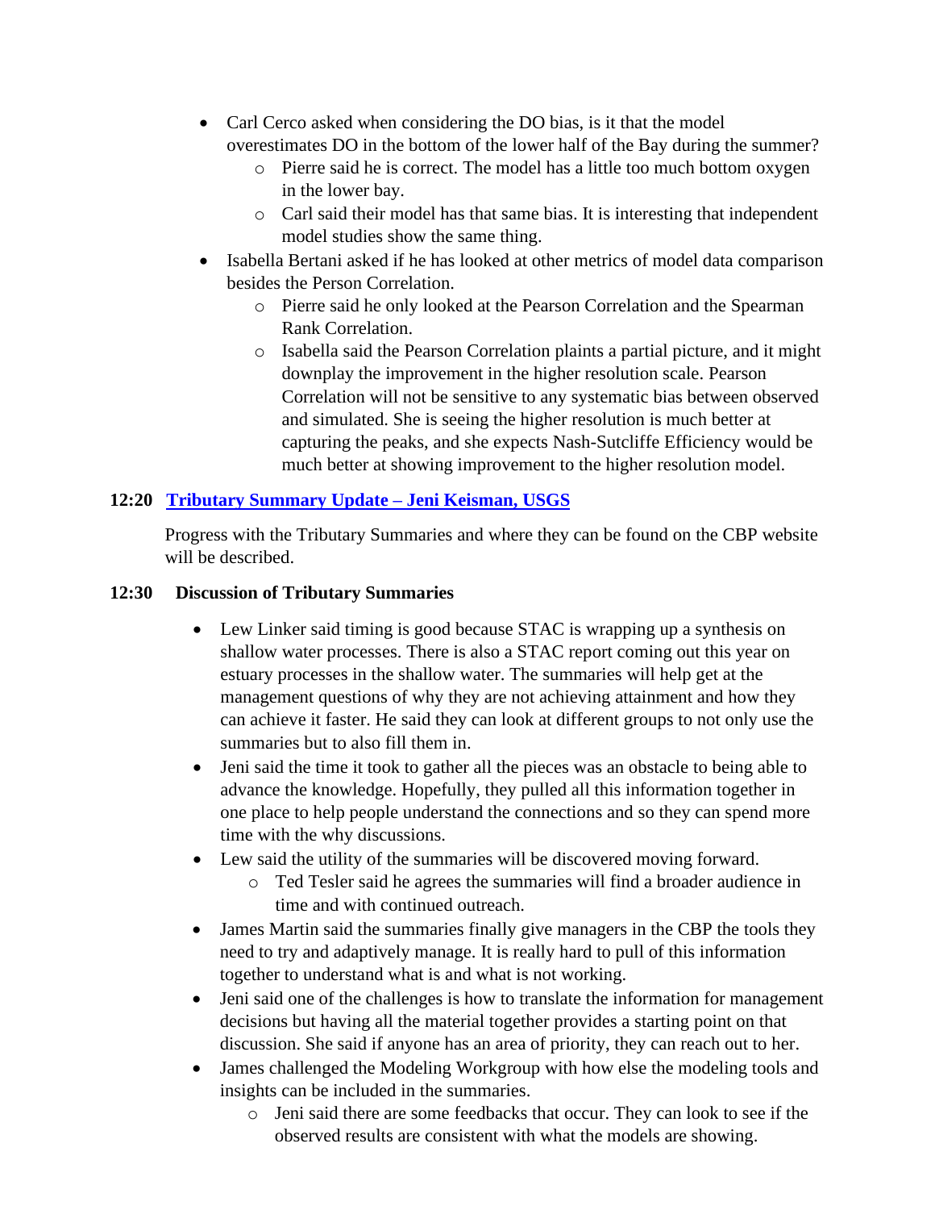- Carl Cerco asked when considering the DO bias, is it that the model overestimates DO in the bottom of the lower half of the Bay during the summer?
    - Pierre said he is correct. The model has a little too much bottom oxygen in the lower bay.
    - Carl said their model has that same bias. It is interesting that independent model studies show the same thing.
- Isabella Bertani asked if he has looked at other metrics of model data comparison besides the Person Correlation.
    - Pierre said he only looked at the Pearson Correlation and the Spearman Rank Correlation.
    - Isabella said the Pearson Correlation plaints a partial picture, and it might downplay the improvement in the higher resolution scale. Pearson Correlation will not be sensitive to any systematic bias between observed and simulated. She is seeing the higher resolution is much better at capturing the peaks, and she expects Nash-Sutcliffe Efficiency would be much better at showing improvement to the higher resolution model.

**12:20 [Tributary Summary Update – Jeni Keisman, USGS]()**

Progress with the Tributary Summaries and where they can be found on the CBP website will be described.

**12:30 Discussion of Tributary Summaries**

- Lew Linker said timing is good because STAC is wrapping up a synthesis on shallow water processes. There is also a STAC report coming out this year on estuary processes in the shallow water. The summaries will help get at the management questions of why they are not achieving attainment and how they can achieve it faster. He said they can look at different groups to not only use the summaries but to also fill them in.
- Jeni said the time it took to gather all the pieces was an obstacle to being able to advance the knowledge. Hopefully, they pulled all this information together in one place to help people understand the connections and so they can spend more time with the why discussions.
- Lew said the utility of the summaries will be discovered moving forward.
    - Ted Tesler said he agrees the summaries will find a broader audience in time and with continued outreach.
- James Martin said the summaries finally give managers in the CBP the tools they need to try and adaptively manage. It is really hard to pull of this information together to understand what is and what is not working.
- Jeni said one of the challenges is how to translate the information for management decisions but having all the material together provides a starting point on that discussion. She said if anyone has an area of priority, they can reach out to her.
- James challenged the Modeling Workgroup with how else the modeling tools and insights can be included in the summaries.
    - Jeni said there are some feedbacks that occur. They can look to see if the observed results are consistent with what the models are showing.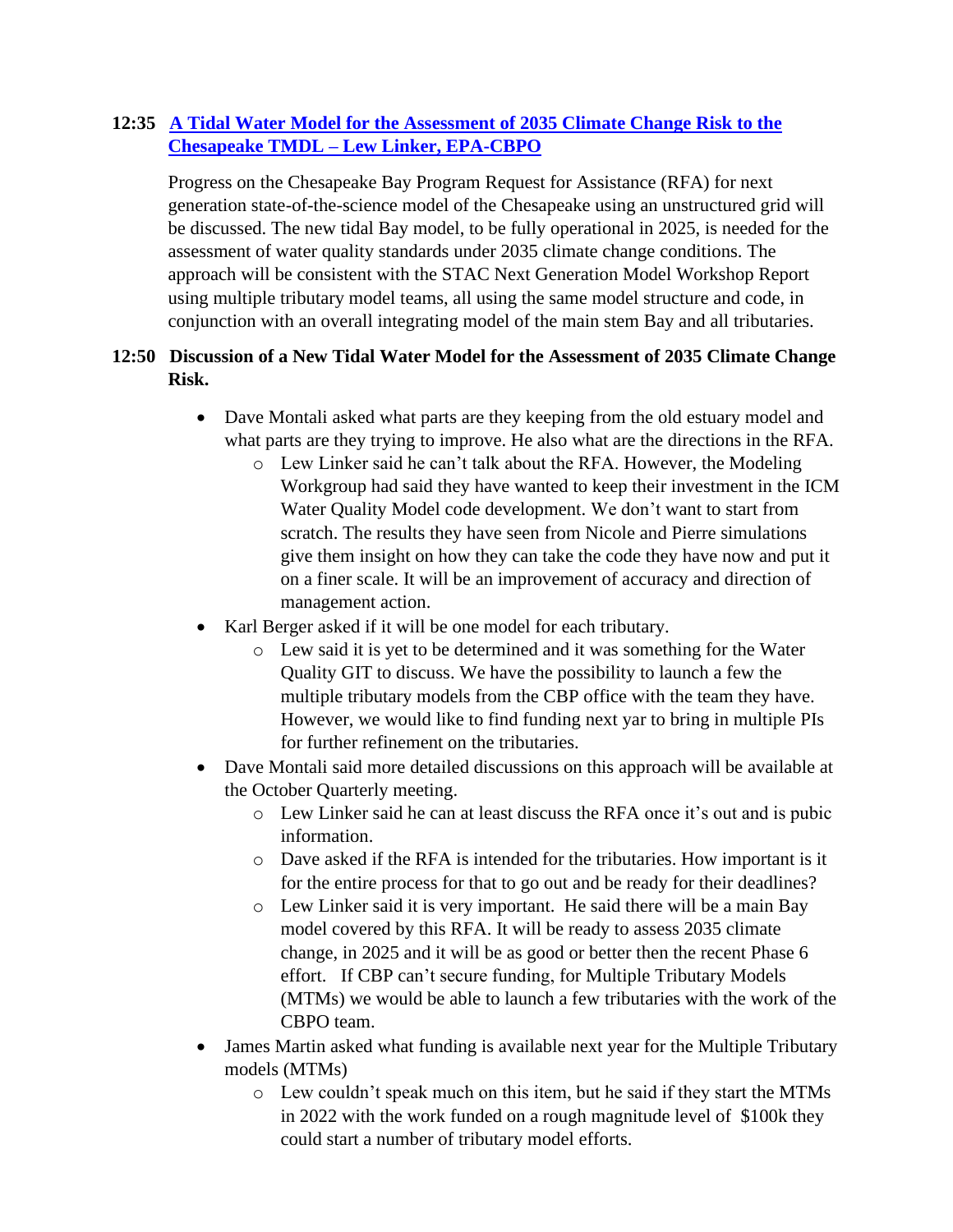**12:35** **[A Tidal Water Model for the Assessment of 2035 Climate Change Risk to the Chesapeake TMDL – Lew Linker, EPA-CBPO]**

Progress on the Chesapeake Bay Program Request for Assistance (RFA) for next generation state-of-the-science model of the Chesapeake using an unstructured grid will be discussed. The new tidal Bay model, to be fully operational in 2025, is needed for the assessment of water quality standards under 2035 climate change conditions. The approach will be consistent with the STAC Next Generation Model Workshop Report using multiple tributary model teams, all using the same model structure and code, in conjunction with an overall integrating model of the main stem Bay and all tributaries.

**12:50 Discussion of a New Tidal Water Model for the Assessment of 2035 Climate Change Risk.**

- Dave Montali asked what parts are they keeping from the old estuary model and what parts are they trying to improve. He also what are the directions in the RFA.
  - Lew Linker said he can't talk about the RFA. However, the Modeling Workgroup had said they have wanted to keep their investment in the ICM Water Quality Model code development. We don't want to start from scratch. The results they have seen from Nicole and Pierre simulations give them insight on how they can take the code they have now and put it on a finer scale. It will be an improvement of accuracy and direction of management action.
- Karl Berger asked if it will be one model for each tributary.
  - Lew said it is yet to be determined and it was something for the Water Quality GIT to discuss. We have the possibility to launch a few the multiple tributary models from the CBP office with the team they have. However, we would like to find funding next yar to bring in multiple PIs for further refinement on the tributaries.
- Dave Montali said more detailed discussions on this approach will be available at the October Quarterly meeting.
  - Lew Linker said he can at least discuss the RFA once it's out and is pubic information.
  - Dave asked if the RFA is intended for the tributaries. How important is it for the entire process for that to go out and be ready for their deadlines?
  - Lew Linker said it is very important. He said there will be a main Bay model covered by this RFA. It will be ready to assess 2035 climate change, in 2025 and it will be as good or better then the recent Phase 6 effort. If CBP can't secure funding, for Multiple Tributary Models (MTMs) we would be able to launch a few tributaries with the work of the CBPO team.
- James Martin asked what funding is available next year for the Multiple Tributary models (MTMs)
  - Lew couldn't speak much on this item, but he said if they start the MTMs in 2022 with the work funded on a rough magnitude level of $100k they could start a number of tributary model efforts.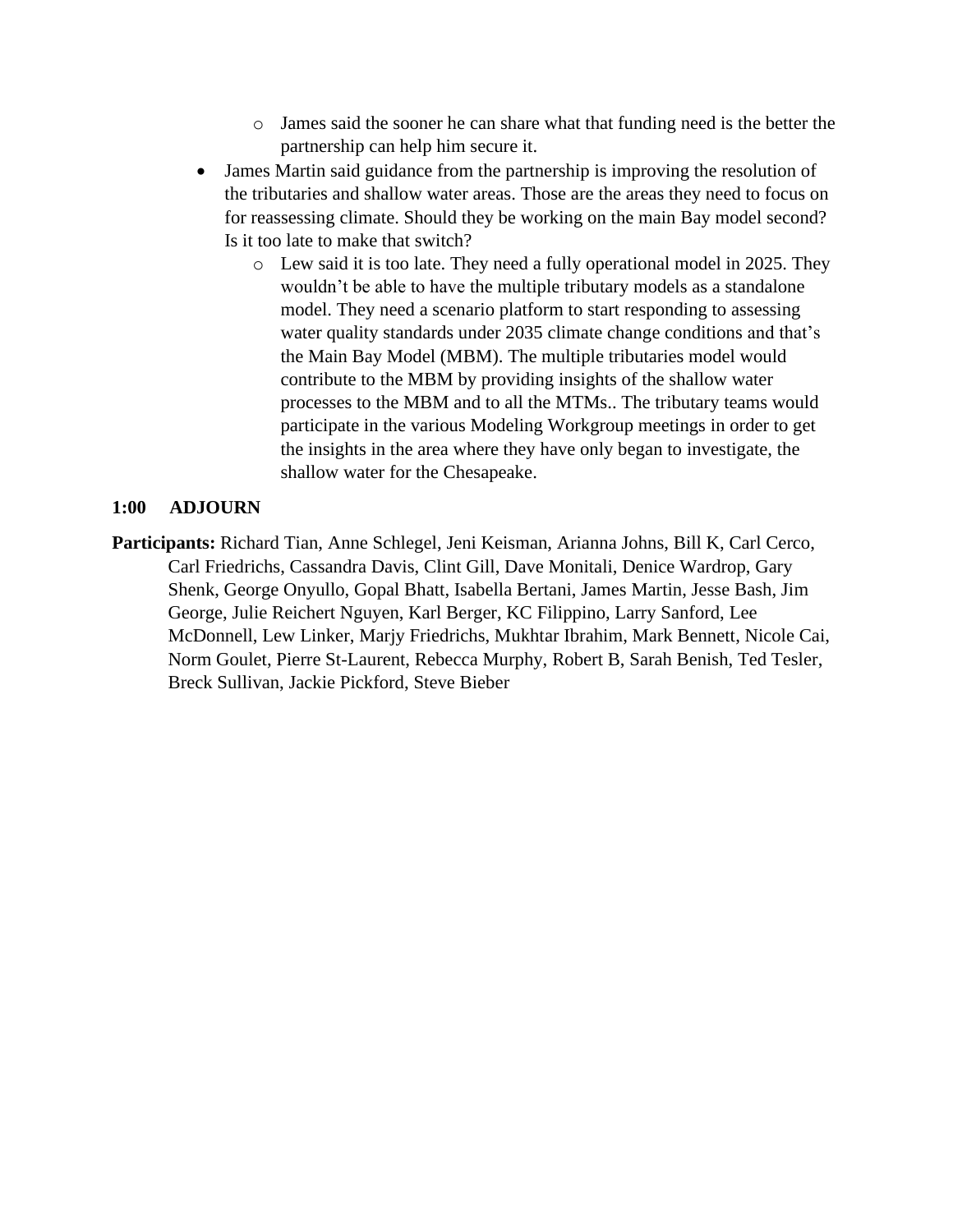- James said the sooner he can share what that funding need is the better the partnership can help him secure it.
- James Martin said guidance from the partnership is improving the resolution of the tributaries and shallow water areas. Those are the areas they need to focus on for reassessing climate. Should they be working on the main Bay model second? Is it too late to make that switch?
  - Lew said it is too late. They need a fully operational model in 2025. They wouldn't be able to have the multiple tributary models as a standalone model. They need a scenario platform to start responding to assessing water quality standards under 2035 climate change conditions and that's the Main Bay Model (MBM). The multiple tributaries model would contribute to the MBM by providing insights of the shallow water processes to the MBM and to all the MTMs.. The tributary teams would participate in the various Modeling Workgroup meetings in order to get the insights in the area where they have only began to investigate, the shallow water for the Chesapeake.

**1:00 ADJOURN**

**Participants:** Richard Tian, Anne Schlegel, Jeni Keisman, Arianna Johns, Bill K, Carl Cerco, Carl Friedrichs, Cassandra Davis, Clint Gill, Dave Monitali, Denice Wardrop, Gary Shenk, George Onyullo, Gopal Bhatt, Isabella Bertani, James Martin, Jesse Bash, Jim George, Julie Reichert Nguyen, Karl Berger, KC Filippino, Larry Sanford, Lee McDonnell, Lew Linker, Marjy Friedrichs, Mukhtar Ibrahim, Mark Bennett, Nicole Cai, Norm Goulet, Pierre St-Laurent, Rebecca Murphy, Robert B, Sarah Benish, Ted Tesler, Breck Sullivan, Jackie Pickford, Steve Bieber